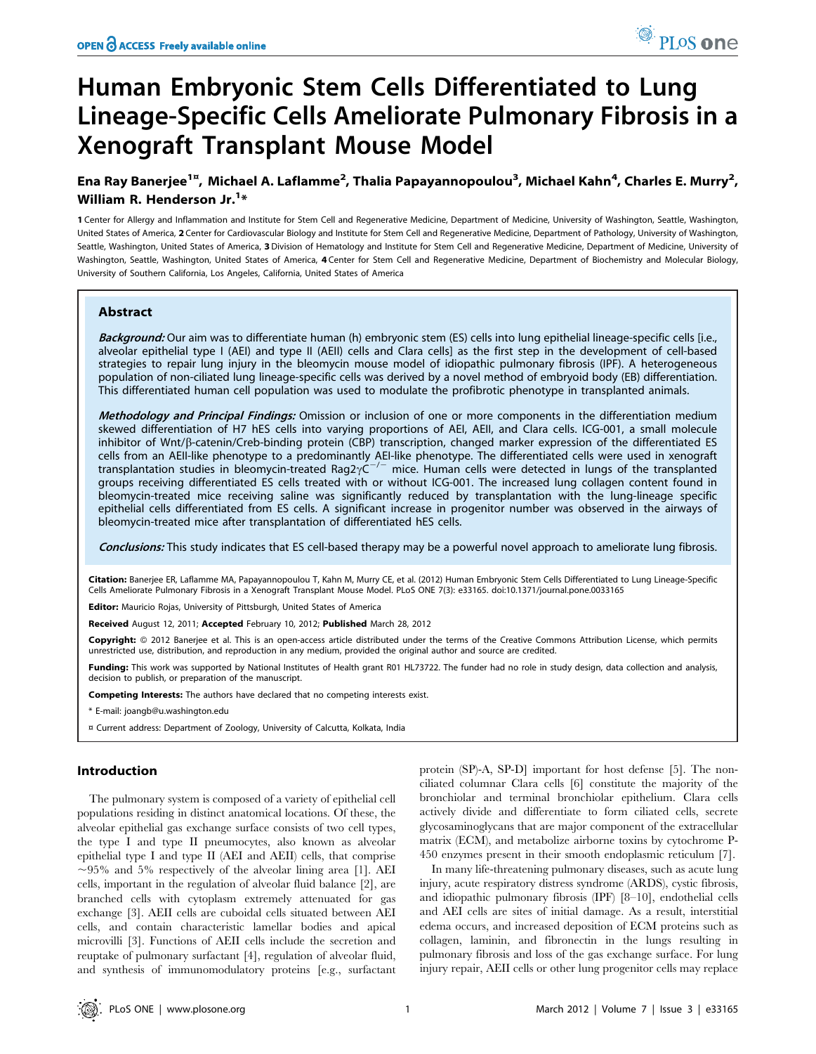# Human Embryonic Stem Cells Differentiated to Lung Lineage-Specific Cells Ameliorate Pulmonary Fibrosis in a Xenograft Transplant Mouse Model

**Ena Ray Banerjee[1¤], Michael A. Laflamme[2], Thalia Papayannopoulou[3], Michael Kahn[4], Charles E. Murry[2], William R. Henderson Jr.[1*]**

**1** Center for Allergy and Inflammation and Institute for Stem Cell and Regenerative Medicine, Department of Medicine, University of Washington, Seattle, Washington, United States of America, **2** Center for Cardiovascular Biology and Institute for Stem Cell and Regenerative Medicine, Department of Pathology, University of Washington, Seattle, Washington, United States of America, **3** Division of Hematology and Institute for Stem Cell and Regenerative Medicine, Department of Medicine, University of Washington, Seattle, Washington, United States of America, **4** Center for Stem Cell and Regenerative Medicine, Department of Biochemistry and Molecular Biology, University of Southern California, Los Angeles, California, United States of America

## Abstract

***Background:*** Our aim was to differentiate human (h) embryonic stem (ES) cells into lung epithelial lineage-specific cells [i.e., alveolar epithelial type I (AEI) and type II (AEII) cells and Clara cells] as the first step in the development of cell-based strategies to repair lung injury in the bleomycin mouse model of idiopathic pulmonary fibrosis (IPF). A heterogeneous population of non-ciliated lung lineage-specific cells was derived by a novel method of embryoid body (EB) differentiation. This differentiated human cell population was used to modulate the profibrotic phenotype in transplanted animals.

***Methodology and Principal Findings:*** Omission or inclusion of one or more components in the differentiation medium skewed differentiation of H7 hES cells into varying proportions of AEI, AEII, and Clara cells. ICG-001, a small molecule inhibitor of Wnt/β-catenin/Creb-binding protein (CBP) transcription, changed marker expression of the differentiated ES cells from an AEII-like phenotype to a predominantly AEI-like phenotype. The differentiated cells were used in xenograft transplantation studies in bleomycin-treated Rag2γC$^{-/-}$ mice. Human cells were detected in lungs of the transplanted groups receiving differentiated ES cells treated with or without ICG-001. The increased lung collagen content found in bleomycin-treated mice receiving saline was significantly reduced by transplantation with the lung-lineage specific epithelial cells differentiated from ES cells. A significant increase in progenitor number was observed in the airways of bleomycin-treated mice after transplantation of differentiated hES cells.

***Conclusions:*** This study indicates that ES cell-based therapy may be a powerful novel approach to ameliorate lung fibrosis.

**Citation:** Banerjee ER, Laflamme MA, Papayannopoulou T, Kahn M, Murry CE, et al. (2012) Human Embryonic Stem Cells Differentiated to Lung Lineage-Specific Cells Ameliorate Pulmonary Fibrosis in a Xenograft Transplant Mouse Model. PLoS ONE 7(3): e33165. doi:10.1371/journal.pone.0033165

**Editor:** Mauricio Rojas, University of Pittsburgh, United States of America

**Received** August 12, 2011; **Accepted** February 10, 2012; **Published** March 28, 2012

**Copyright:** © 2012 Banerjee et al. This is an open-access article distributed under the terms of the Creative Commons Attribution License, which permits unrestricted use, distribution, and reproduction in any medium, provided the original author and source are credited.

**Funding:** This work was supported by National Institutes of Health grant R01 HL73722. The funder had no role in study design, data collection and analysis, decision to publish, or preparation of the manuscript.

**Competing Interests:** The authors have declared that no competing interests exist.

\* E-mail: joangb@u.washington.edu

¤ Current address: Department of Zoology, University of Calcutta, Kolkata, India

## Introduction

The pulmonary system is composed of a variety of epithelial cell populations residing in distinct anatomical locations. Of these, the alveolar epithelial gas exchange surface consists of two cell types, the type I and type II pneumocytes, also known as alveolar epithelial type I and type II (AEI and AEII) cells, that comprise ~95% and 5% respectively of the alveolar lining area [1]. AEI cells, important in the regulation of alveolar fluid balance [2], are branched cells with cytoplasm extremely attenuated for gas exchange [3]. AEII cells are cuboidal cells situated between AEI cells, and contain characteristic lamellar bodies and apical microvilli [3]. Functions of AEII cells include the secretion and reuptake of pulmonary surfactant [4], regulation of alveolar fluid, and synthesis of immunomodulatory proteins [e.g., surfactant protein (SP)-A, SP-D] important for host defense [5]. The non-ciliated columnar Clara cells [6] constitute the majority of the bronchiolar and terminal bronchiolar epithelium. Clara cells actively divide and differentiate to form ciliated cells, secrete glycosaminoglycans that are major component of the extracellular matrix (ECM), and metabolize airborne toxins by cytochrome P-450 enzymes present in their smooth endoplasmic reticulum [7].

In many life-threatening pulmonary diseases, such as acute lung injury, acute respiratory distress syndrome (ARDS), cystic fibrosis, and idiopathic pulmonary fibrosis (IPF) [8–10], endothelial cells and AEI cells are sites of initial damage. As a result, interstitial edema occurs, and increased deposition of ECM proteins such as collagen, laminin, and fibronectin in the lungs resulting in pulmonary fibrosis and loss of the gas exchange surface. For lung injury repair, AEII cells or other lung progenitor cells may replace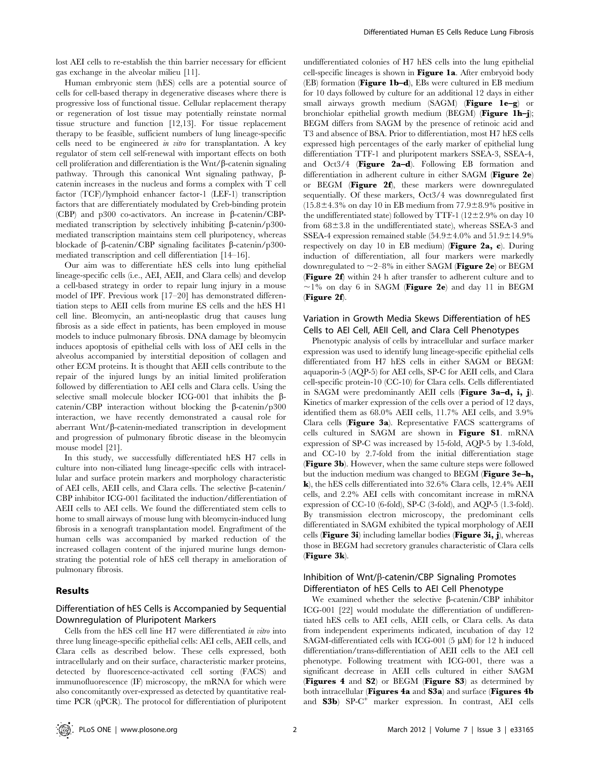lost AEI cells to re-establish the thin barrier necessary for efficient gas exchange in the alveolar milieu [11].

Human embryonic stem (hES) cells are a potential source of cells for cell-based therapy in degenerative diseases where there is progressive loss of functional tissue. Cellular replacement therapy or regeneration of lost tissue may potentially reinstate normal tissue structure and function [12,13]. For tissue replacement therapy to be feasible, sufficient numbers of lung lineage-specific cells need to be engineered *in vitro* for transplantation. A key regulator of stem cell self-renewal with important effects on both cell proliferation and differentiation is the Wnt/β-catenin signaling pathway. Through this canonical Wnt signaling pathway, β-catenin increases in the nucleus and forms a complex with T cell factor (TCF)/lymphoid enhancer factor-1 (LEF-1) transcription factors that are differentially modulated by Creb-binding protein (CBP) and p300 co-activators. An increase in β-catenin/CBP-mediated transcription by selectively inhibiting β-catenin/p300-mediated transcription maintains stem cell pluripotency, whereas blockade of β-catenin/CBP signaling facilitates β-catenin/p300-mediated transcription and cell differentiation [14–16].

Our aim was to differentiate hES cells into lung epithelial lineage-specific cells (i.e., AEI, AEII, and Clara cells) and develop a cell-based strategy in order to repair lung injury in a mouse model of IPF. Previous work [17–20] has demonstrated differentiation steps to AEII cells from murine ES cells and the hES H1 cell line. Bleomycin, an anti-neoplastic drug that causes lung fibrosis as a side effect in patients, has been employed in mouse models to induce pulmonary fibrosis. DNA damage by bleomycin induces apoptosis of epithelial cells with loss of AEI cells in the alveolus accompanied by interstitial deposition of collagen and other ECM proteins. It is thought that AEII cells contribute to the repair of the injured lungs by an initial limited proliferation followed by differentiation to AEI cells and Clara cells. Using the selective small molecule blocker ICG-001 that inhibits the β-catenin/CBP interaction without blocking the β-catenin/p300 interaction, we have recently demonstrated a causal role for aberrant Wnt/β-catenin-mediated transcription in development and progression of pulmonary fibrotic disease in the bleomycin mouse model [21].

In this study, we successfully differentiated hES H7 cells in culture into non-ciliated lung lineage-specific cells with intracellular and surface protein markers and morphology characteristic of AEI cells, AEII cells, and Clara cells. The selective β-catenin/CBP inhibitor ICG-001 facilitated the induction/differentiation of AEII cells to AEI cells. We found the differentiated stem cells to home to small airways of mouse lung with bleomycin-induced lung fibrosis in a xenograft transplantation model. Engraftment of the human cells was accompanied by marked reduction of the increased collagen content of the injured murine lungs demonstrating the potential role of hES cell therapy in amelioration of pulmonary fibrosis.

## Results

### Differentiation of hES Cells is Accompanied by Sequential Downregulation of Pluripotent Markers

Cells from the hES cell line H7 were differentiated *in vitro* into three lung lineage-specific epithelial cells: AEI cells, AEII cells, and Clara cells as described below. These cells expressed, both intracellularly and on their surface, characteristic marker proteins, detected by fluorescence-activated cell sorting (FACS) and immunofluorescence (IF) microscopy, the mRNA for which were also concomitantly over-expressed as detected by quantitative real-time PCR (qPCR). The protocol for differentiation of pluripotent undifferentiated colonies of H7 hES cells into the lung epithelial cell-specific lineages is shown in **Figure 1a**. After embryoid body (EB) formation (**Figure 1b–d**), EBs were cultured in EB medium for 10 days followed by culture for an additional 12 days in either small airways growth medium (SAGM) (**Figure 1e–g**) or bronchiolar epithelial growth medium (BEGM) (**Figure 1h–j**); BEGM differs from SAGM by the presence of retinoic acid and T3 and absence of BSA. Prior to differentiation, most H7 hES cells expressed high percentages of the early marker of epithelial lung differentiation TTF-1 and pluripotent markers SSEA-3, SSEA-4, and Oct3/4 (**Figure 2a–d**). Following EB formation and differentiation in adherent culture in either SAGM (**Figure 2e**) or BEGM (**Figure 2f**), these markers were downregulated sequentially. Of these markers, Oct3/4 was downregulated first (15.8±4.3% on day 10 in EB medium from 77.9±8.9% positive in the undifferentiated state) followed by TTF-1 (12±2.9% on day 10 from 68±3.8 in the undifferentiated state), whereas SSEA-3 and SSEA-4 expression remained stable (54.9±4.0% and 51.9±14.9% respectively on day 10 in EB medium) (**Figure 2a, c**). During induction of differentiation, all four markers were markedly downregulated to ~2–8% in either SAGM (**Figure 2e**) or BEGM (**Figure 2f**) within 24 h after transfer to adherent culture and to ~1% on day 6 in SAGM (**Figure 2e**) and day 11 in BEGM (**Figure 2f**).

### Variation in Growth Media Skews Differentiation of hES Cells to AEI Cell, AEII Cell, and Clara Cell Phenotypes

Phenotypic analysis of cells by intracellular and surface marker expression was used to identify lung lineage-specific epithelial cells differentiated from H7 hES cells in either SAGM or BEGM: aquaporin-5 (AQP-5) for AEI cells, SP-C for AEII cells, and Clara cell-specific protein-10 (CC-10) for Clara cells. Cells differentiated in SAGM were predominantly AEII cells (**Figure 3a–d, i, j**). Kinetics of marker expression of the cells over a period of 12 days, identified them as 68.0% AEII cells, 11.7% AEI cells, and 3.9% Clara cells (**Figure 3a**). Representative FACS scattergrams of cells cultured in SAGM are shown in **Figure S1**. mRNA expression of SP-C was increased by 15-fold, AQP-5 by 1.3-fold, and CC-10 by 2.7-fold from the initial differentiation stage (**Figure 3b**). However, when the same culture steps were followed but the induction medium was changed to BEGM (**Figure 3e–h, k**), the hES cells differentiated into 32.6% Clara cells, 12.4% AEII cells, and 2.2% AEI cells with concomitant increase in mRNA expression of CC-10 (6-fold), SP-C (3-fold), and AQP-5 (1.3-fold). By transmission electron microscopy, the predominant cells differentiated in SAGM exhibited the typical morphology of AEII cells (**Figure 3i**) including lamellar bodies (**Figure 3i, j**), whereas those in BEGM had secretory granules characteristic of Clara cells (**Figure 3k**).

### Inhibition of Wnt/β-catenin/CBP Signaling Promotes Differentiaton of hES Cells to AEI Cell Phenotype

We examined whether the selective β-catenin/CBP inhibitor ICG-001 [22] would modulate the differentiation of undifferentiated hES cells to AEI cells, AEII cells, or Clara cells. As data from independent experiments indicated, incubation of day 12 SAGM-differentiated cells with ICG-001 (5 μM) for 12 h induced differentiation/trans-differentiation of AEII cells to the AEI cell phenotype. Following treatment with ICG-001, there was a significant decrease in AEII cells cultured in either SAGM (**Figures 4** and **S2**) or BEGM (**Figure S3**) as determined by both intracellular (**Figures 4a** and **S3a**) and surface (**Figures 4b** and **S3b**) SP-C$^{+}$ marker expression. In contrast, AEI cells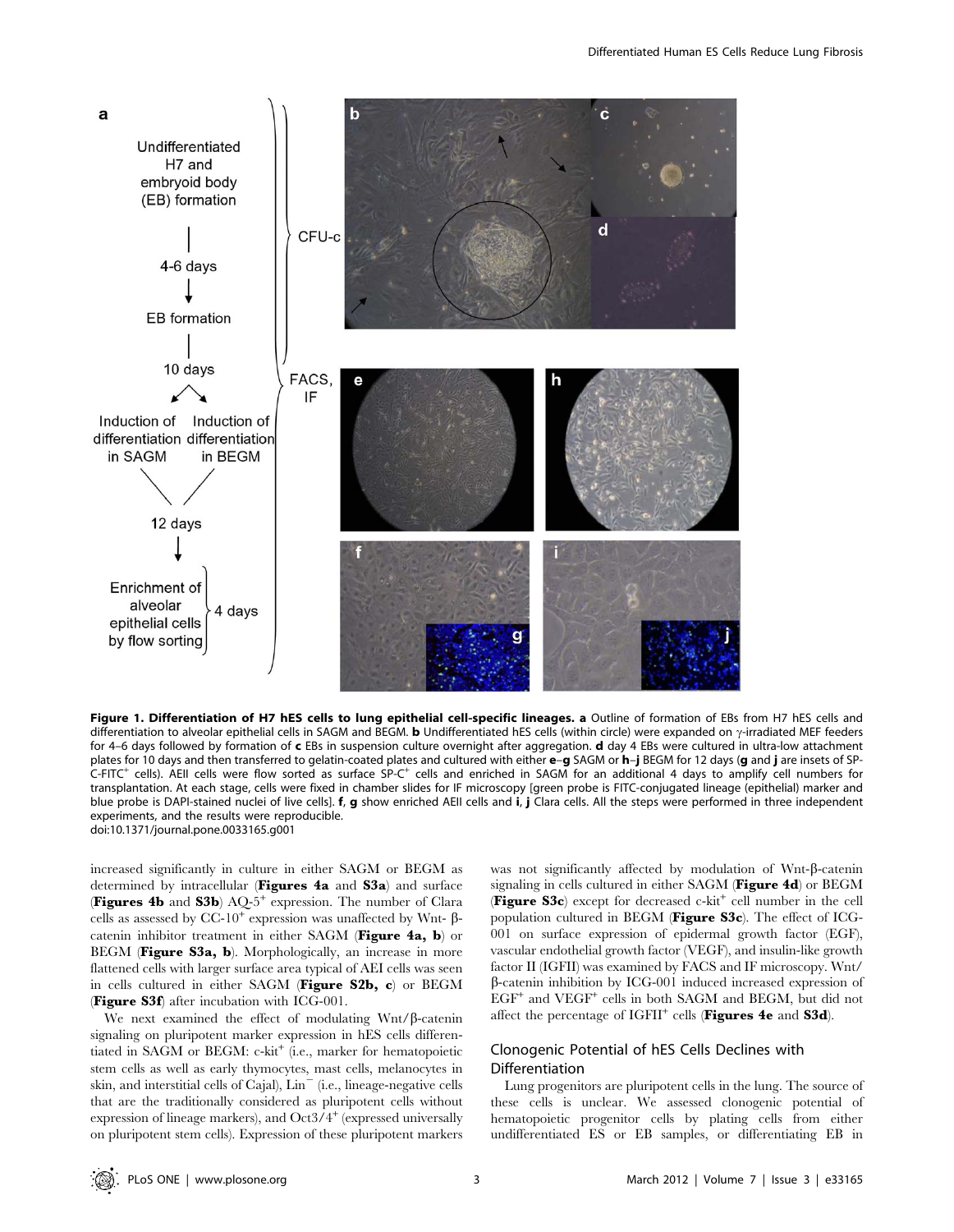**Figure 1. Differentiation of H7 hES cells to lung epithelial cell-specific lineages.** **a** Outline of formation of EBs from H7 hES cells and differentiation to alveolar epithelial cells in SAGM and BEGM. **b** Undifferentiated hES cells (within circle) were expanded on γ-irradiated MEF feeders for 4–6 days followed by formation of **c** EBs in suspension culture overnight after aggregation. **d** day 4 EBs were cultured in ultra-low attachment plates for 10 days and then transferred to gelatin-coated plates and cultured with either **e–g** SAGM or **h–j** BEGM for 12 days (**g** and **j** are insets of SP-C-FITC$^+$ cells). AEII cells were flow sorted as surface SP-C$^+$ cells and enriched in SAGM for an additional 4 days to amplify cell numbers for transplantation. At each stage, cells were fixed in chamber slides for IF microscopy [green probe is FITC-conjugated lineage (epithelial) marker and blue probe is DAPI-stained nuclei of live cells]. **f**, **g** show enriched AEII cells and **i**, **j** Clara cells. All the steps were performed in three independent experiments, and the results were reproducible.
doi:10.1371/journal.pone.0033165.g001

increased significantly in culture in either SAGM or BEGM as determined by intracellular (**Figures 4a** and **S3a**) and surface (**Figures 4b** and **S3b**) AQ-5$^+$ expression. The number of Clara cells as assessed by CC-10$^+$ expression was unaffected by Wnt- β-catenin inhibitor treatment in either SAGM (**Figure 4a, b**) or BEGM (**Figure S3a, b**). Morphologically, an increase in more flattened cells with larger surface area typical of AEI cells was seen in cells cultured in either SAGM (**Figure S2b, c**) or BEGM (**Figure S3f**) after incubation with ICG-001.

We next examined the effect of modulating Wnt/β-catenin signaling on pluripotent marker expression in hES cells differentiated in SAGM or BEGM: c-kit$^+$ (i.e., marker for hematopoietic stem cells as well as early thymocytes, mast cells, melanocytes in skin, and interstitial cells of Cajal), Lin$^-$ (i.e., lineage-negative cells that are the traditionally considered as pluripotent cells without expression of lineage markers), and Oct3/4$^+$ (expressed universally on pluripotent stem cells). Expression of these pluripotent markers was not significantly affected by modulation of Wnt-β-catenin signaling in cells cultured in either SAGM (**Figure 4d**) or BEGM (**Figure S3c**) except for decreased c-kit$^+$ cell number in the cell population cultured in BEGM (**Figure S3c**). The effect of ICG-001 on surface expression of epidermal growth factor (EGF), vascular endothelial growth factor (VEGF), and insulin-like growth factor II (IGFII) was examined by FACS and IF microscopy. Wnt/β-catenin inhibition by ICG-001 induced increased expression of EGF$^+$ and VEGF$^+$ cells in both SAGM and BEGM, but did not affect the percentage of IGFII$^+$ cells (**Figures 4e** and **S3d**).

## Clonogenic Potential of hES Cells Declines with Differentiation

Lung progenitors are pluripotent cells in the lung. The source of these cells is unclear. We assessed clonogenic potential of hematopoietic progenitor cells by plating cells from either undifferentiated ES or EB samples, or differentiating EB in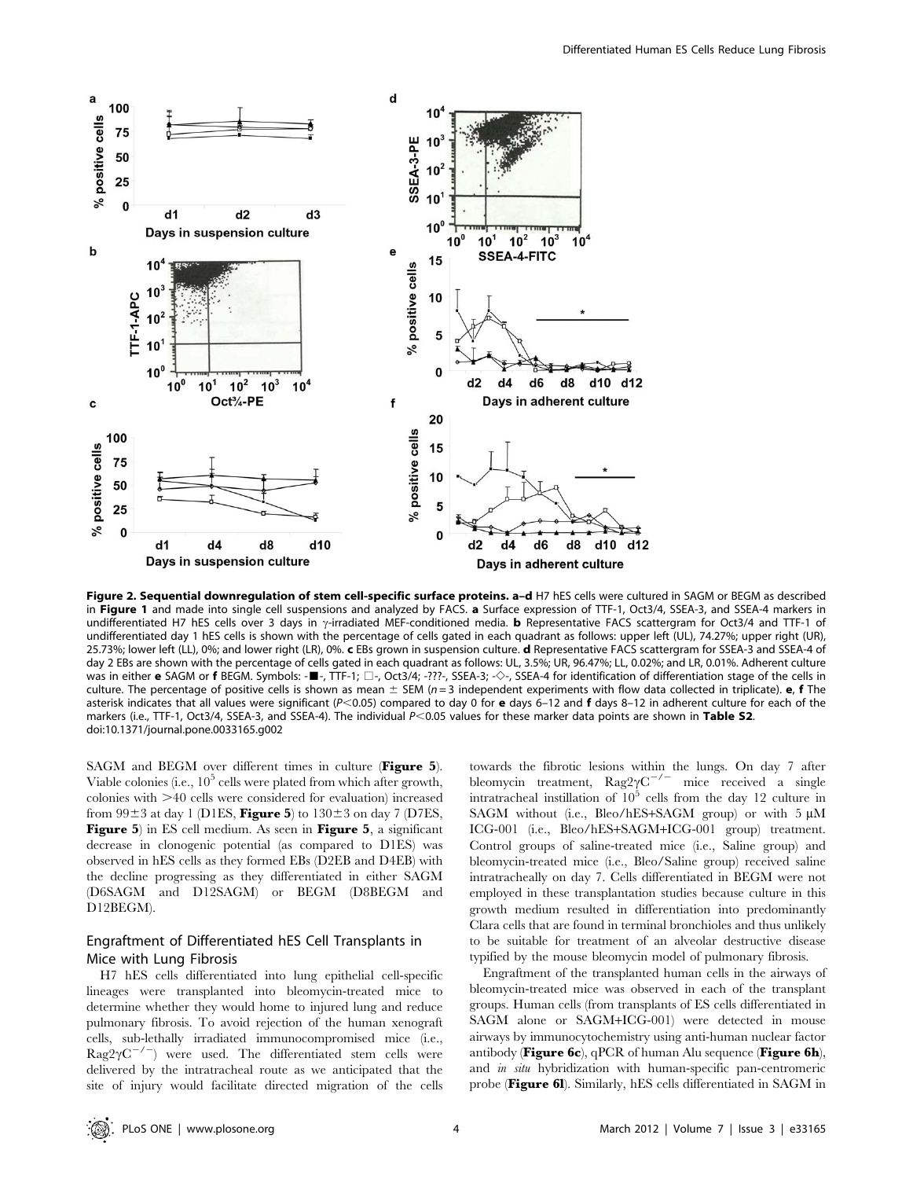**Figure 2. Sequential downregulation of stem cell-specific surface proteins. a–d** H7 hES cells were cultured in SAGM or BEGM as described in **Figure 1** and made into single cell suspensions and analyzed by FACS. **a** Surface expression of TTF-1, Oct3/4, SSEA-3, and SSEA-4 markers in undifferentiated H7 hES cells over 3 days in γ-irradiated MEF-conditioned media. **b** Representative FACS scattergram for Oct3/4 and TTF-1 of undifferentiated day 1 hES cells is shown with the percentage of cells gated in each quadrant as follows: upper left (UL), 74.27%; upper right (UR), 25.73%; lower left (LL), 0%; and lower right (LR), 0%. **c** EBs grown in suspension culture. **d** Representative FACS scattergram for SSEA-3 and SSEA-4 of day 2 EBs are shown with the percentage of cells gated in each quadrant as follows: UL, 3.5%; UR, 96.47%; LL, 0.02%; and LR, 0.01%. Adherent culture was in either **e** SAGM or **f** BEGM. Symbols: -■-, TTF-1; □-, Oct3/4; -???-, SSEA-3; -◇-, SSEA-4 for identification of differentiation stage of the cells in culture. The percentage of positive cells is shown as mean ± SEM ($n = 3$ independent experiments with flow data collected in triplicate). **e**, **f** The asterisk indicates that all values were significant ($P<0.05$) compared to day 0 for **e** days 6–12 and **f** days 8–12 in adherent culture for each of the markers (i.e., TTF-1, Oct3/4, SSEA-3, and SSEA-4). The individual $P<0.05$ values for these marker data points are shown in **Table S2**.
doi:10.1371/journal.pone.0033165.g002

SAGM and BEGM over different times in culture (**Figure 5**). Viable colonies (i.e., $10^5$ cells were plated from which after growth, colonies with >40 cells were considered for evaluation) increased from 99±3 at day 1 (D1ES, **Figure 5**) to 130±3 on day 7 (D7ES, **Figure 5**) in ES cell medium. As seen in **Figure 5**, a significant decrease in clonogenic potential (as compared to D1ES) was observed in hES cells as they formed EBs (D2EB and D4EB) with the decline progressing as they differentiated in either SAGM (D6SAGM and D12SAGM) or BEGM (D8BEGM and D12BEGM).

## Engraftment of Differentiated hES Cell Transplants in Mice with Lung Fibrosis

H7 hES cells differentiated into lung epithelial cell-specific lineages were transplanted into bleomycin-treated mice to determine whether they would home to injured lung and reduce pulmonary fibrosis. To avoid rejection of the human xenograft cells, sub-lethally irradiated immunocompromised mice (i.e., $Rag2\gamma C^{-/-}$) were used. The differentiated stem cells were delivered by the intratracheal route as we anticipated that the site of injury would facilitate directed migration of the cells towards the fibrotic lesions within the lungs. On day 7 after bleomycin treatment, $Rag2\gamma C^{-/-}$ mice received a single intratracheal instillation of $10^5$ cells from the day 12 culture in SAGM without (i.e., Bleo/hES+SAGM group) or with 5 μM ICG-001 (i.e., Bleo/hES+SAGM+ICG-001 group) treatment. Control groups of saline-treated mice (i.e., Saline group) and bleomycin-treated mice (i.e., Bleo/Saline group) received saline intratracheally on day 7. Cells differentiated in BEGM were not employed in these transplantation studies because culture in this growth medium resulted in differentiation into predominantly Clara cells that are found in terminal bronchioles and thus unlikely to be suitable for treatment of an alveolar destructive disease typified by the mouse bleomycin model of pulmonary fibrosis.

Engraftment of the transplanted human cells in the airways of bleomycin-treated mice was observed in each of the transplant groups. Human cells (from transplants of ES cells differentiated in SAGM alone or SAGM+ICG-001) were detected in mouse airways by immunocytochemistry using anti-human nuclear factor antibody (**Figure 6c**), qPCR of human Alu sequence (**Figure 6h**), and *in situ* hybridization with human-specific pan-centromeric probe (**Figure 6l**). Similarly, hES cells differentiated in SAGM in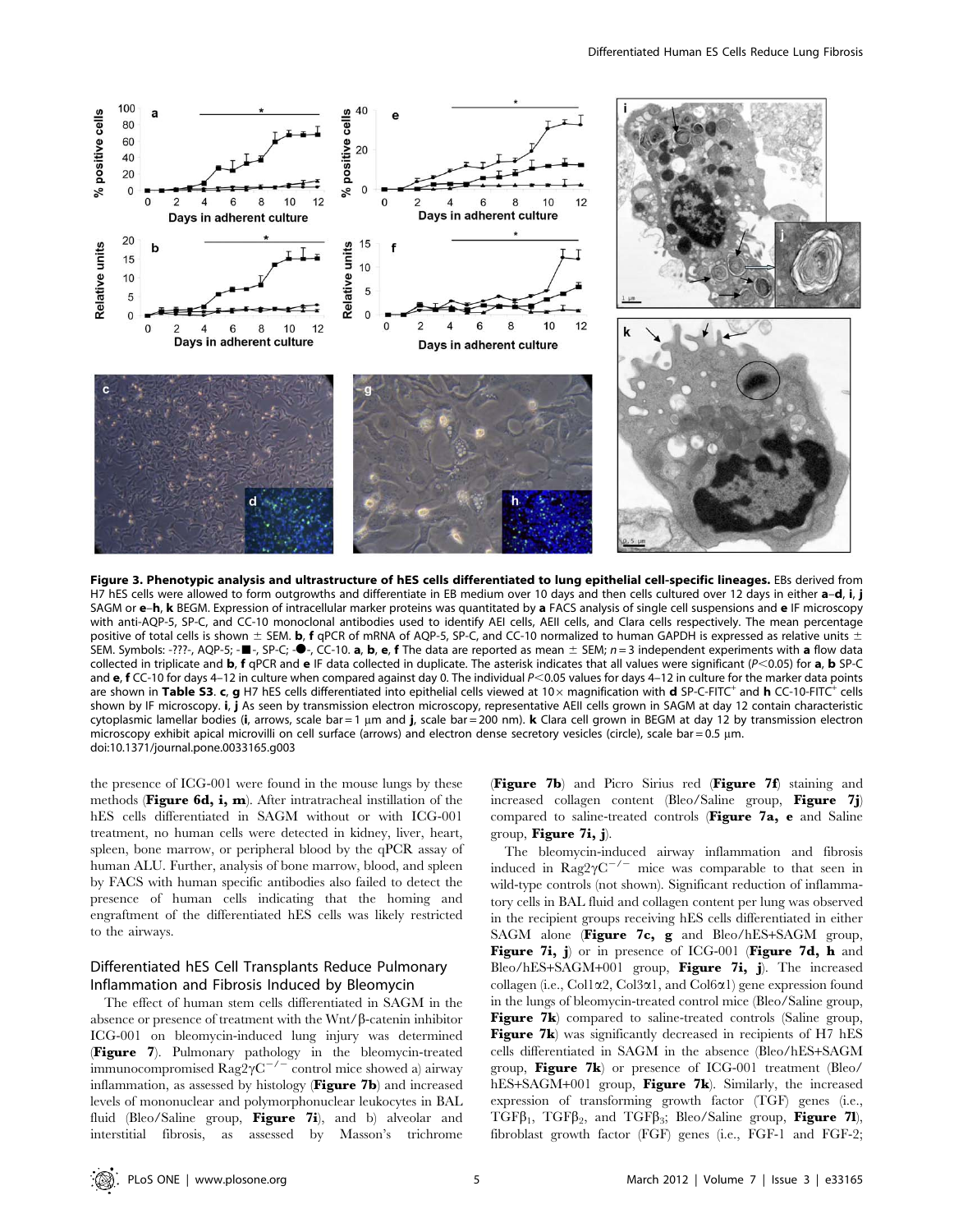**Figure 3. Phenotypic analysis and ultrastructure of hES cells differentiated to lung epithelial cell-specific lineages.** EBs derived from H7 hES cells were allowed to form outgrowths and differentiate in EB medium over 10 days and then cells cultured over 12 days in either **a–d**, **i**, **j** SAGM or **e–h**, **k** BEGM. Expression of intracellular marker proteins was quantitated by **a** FACS analysis of single cell suspensions and **e** IF microscopy with anti-AQP-5, SP-C, and CC-10 monoclonal antibodies used to identify AEI cells, AEII cells, and Clara cells respectively. The mean percentage positive of total cells is shown ± SEM. **b**, **f** qPCR of mRNA of AQP-5, SP-C, and CC-10 normalized to human GAPDH is expressed as relative units ± SEM. Symbols: -???-, AQP-5; -■-, SP-C; -●-, CC-10. **a**, **b**, **e**, **f** The data are reported as mean ± SEM; $n = 3$ independent experiments with **a** flow data collected in triplicate and **b**, **f** qPCR and **e** IF data collected in duplicate. The asterisk indicates that all values were significant ($P<0.05$) for **a**, **b** SP-C and **e**, **f** CC-10 for days 4–12 in culture when compared against day 0. The individual $P<0.05$ values for days 4–12 in culture for the marker data points are shown in **Table S3**. **c**, **g** H7 hES cells differentiated into epithelial cells viewed at 10× magnification with **d** SP-C-FITC$^+$ and **h** CC-10-FITC$^+$ cells shown by IF microscopy. **i**, **j** As seen by transmission electron microscopy, representative AEII cells grown in SAGM at day 12 contain characteristic cytoplasmic lamellar bodies (**i**, arrows, scale bar = 1 µm and **j**, scale bar = 200 nm). **k** Clara cell grown in BEGM at day 12 by transmission electron microscopy exhibit apical microvilli on cell surface (arrows) and electron dense secretory vesicles (circle), scale bar = 0.5 µm.
doi:10.1371/journal.pone.0033165.g003

the presence of ICG-001 were found in the mouse lungs by these methods (**Figure 6d, i, m**). After intratracheal instillation of the hES cells differentiated in SAGM without or with ICG-001 treatment, no human cells were detected in kidney, liver, heart, spleen, bone marrow, or peripheral blood by the qPCR assay of human ALU. Further, analysis of bone marrow, blood, and spleen by FACS with human specific antibodies also failed to detect the presence of human cells indicating that the homing and engraftment of the differentiated hES cells was likely restricted to the airways.

## Differentiated hES Cell Transplants Reduce Pulmonary Inflammation and Fibrosis Induced by Bleomycin

The effect of human stem cells differentiated in SAGM in the absence or presence of treatment with the Wnt/β-catenin inhibitor ICG-001 on bleomycin-induced lung injury was determined (**Figure 7**). Pulmonary pathology in the bleomycin-treated immunocompromised Rag2$\gamma$C$^{-/-}$ control mice showed a) airway inflammation, as assessed by histology (**Figure 7b**) and increased levels of mononuclear and polymorphonuclear leukocytes in BAL fluid (Bleo/Saline group, **Figure 7i**), and b) alveolar and interstitial fibrosis, as assessed by Masson's trichrome (**Figure 7b**) and Picro Sirius red (**Figure 7f**) staining and increased collagen content (Bleo/Saline group, **Figure 7j**) compared to saline-treated controls (**Figure 7a, e** and Saline group, **Figure 7i, j**).

The bleomycin-induced airway inflammation and fibrosis induced in Rag2$\gamma$C$^{-/-}$ mice was comparable to that seen in wild-type controls (not shown). Significant reduction of inflammatory cells in BAL fluid and collagen content per lung was observed in the recipient groups receiving hES cells differentiated in either SAGM alone (**Figure 7c, g** and Bleo/hES+SAGM group, **Figure 7i, j**) or in presence of ICG-001 (**Figure 7d, h** and Bleo/hES+SAGM+001 group, **Figure 7i, j**). The increased collagen (i.e., Col1$\alpha$2, Col3$\alpha$1, and Col6$\alpha$1) gene expression found in the lungs of bleomycin-treated control mice (Bleo/Saline group, **Figure 7k**) compared to saline-treated controls (Saline group, **Figure 7k**) was significantly decreased in recipients of H7 hES cells differentiated in SAGM in the absence (Bleo/hES+SAGM group, **Figure 7k**) or presence of ICG-001 treatment (Bleo/hES+SAGM+001 group, **Figure 7k**). Similarly, the increased expression of transforming growth factor (TGF) genes (i.e., TGF$\beta_1$, TGF$\beta_2$, and TGF$\beta_3$; Bleo/Saline group, **Figure 7l**), fibroblast growth factor (FGF) genes (i.e., FGF-1 and FGF-2;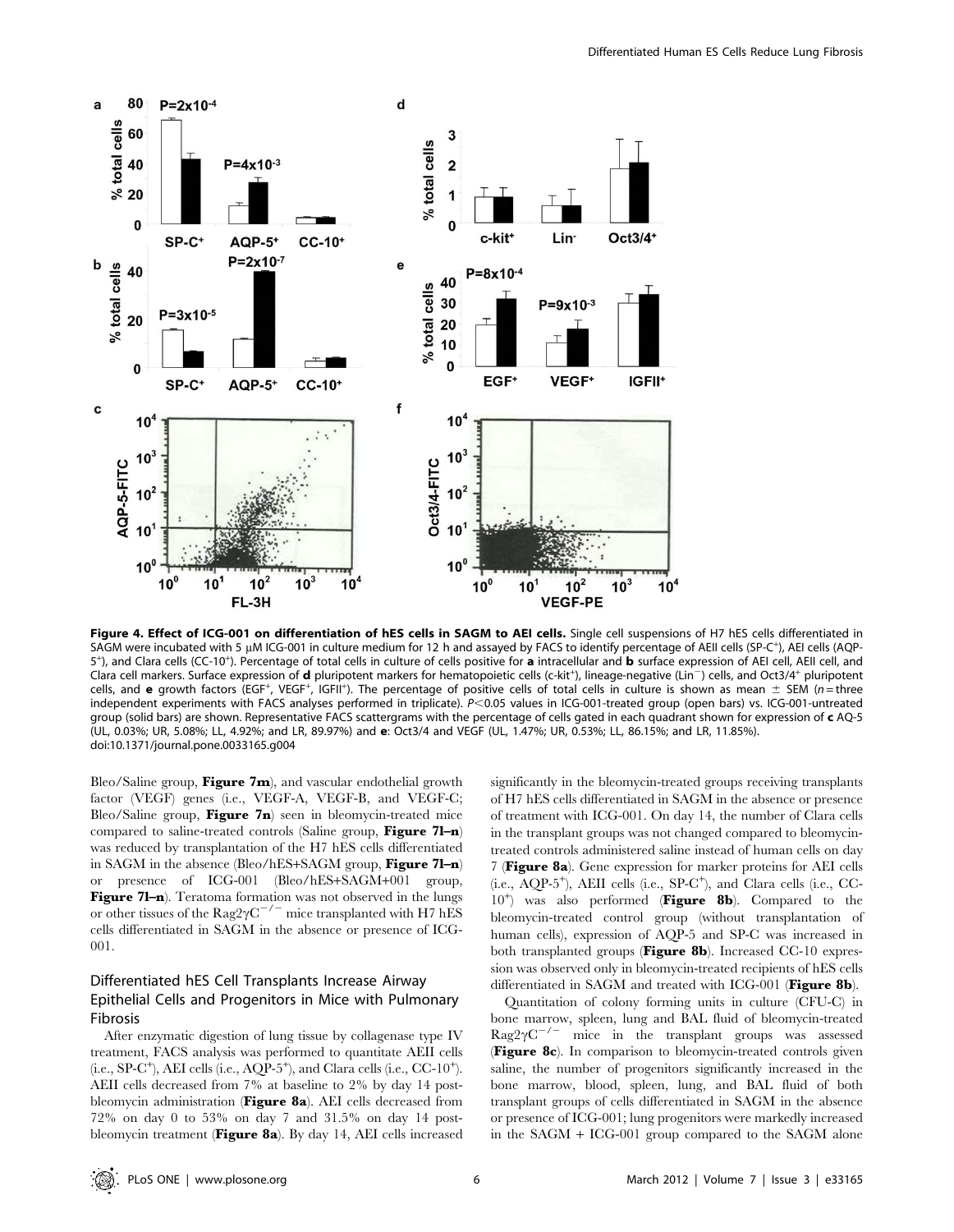**Figure 4. Effect of ICG-001 on differentiation of hES cells in SAGM to AEI cells.** Single cell suspensions of H7 hES cells differentiated in SAGM were incubated with 5 μM ICG-001 in culture medium for 12 h and assayed by FACS to identify percentage of AEII cells (SP-C+), AEI cells (AQP-5+), and Clara cells (CC-10+). Percentage of total cells in culture of cells positive for **a** intracellular and **b** surface expression of AEI cell, AEII cell, and Clara cell markers. Surface expression of **d** pluripotent markers for hematopoietic cells (c-kit+), lineage-negative (Lin−) cells, and Oct3/4+ pluripotent cells, and **e** growth factors (EGF+, VEGF+, IGFII+). The percentage of positive cells of total cells in culture is shown as mean ± SEM ($n$ = three independent experiments with FACS analyses performed in triplicate). $P<0.05$ values in ICG-001-treated group (open bars) vs. ICG-001-untreated group (solid bars) are shown. Representative FACS scattergrams with the percentage of cells gated in each quadrant shown for expression of **c** AQ-5 (UL, 0.03%; UR, 5.08%; LL, 4.92%; and LR, 89.97%) and **e**: Oct3/4 and VEGF (UL, 1.47%; UR, 0.53%; LL, 86.15%; and LR, 11.85%).
doi:10.1371/journal.pone.0033165.g004

Bleo/Saline group, **Figure 7m**), and vascular endothelial growth factor (VEGF) genes (i.e., VEGF-A, VEGF-B, and VEGF-C; Bleo/Saline group, **Figure 7n**) seen in bleomycin-treated mice compared to saline-treated controls (Saline group, **Figure 7l–n**) was reduced by transplantation of the H7 hES cells differentiated in SAGM in the absence (Bleo/hES+SAGM group, **Figure 7l–n**) or presence of ICG-001 (Bleo/hES+SAGM+001 group, **Figure 7l–n**). Teratoma formation was not observed in the lungs or other tissues of the $Rag2\gamma C^{-/-}$ mice transplanted with H7 hES cells differentiated in SAGM in the absence or presence of ICG-001.

## Differentiated hES Cell Transplants Increase Airway Epithelial Cells and Progenitors in Mice with Pulmonary Fibrosis

After enzymatic digestion of lung tissue by collagenase type IV treatment, FACS analysis was performed to quantitate AEII cells (i.e., SP-C+), AEI cells (i.e., AQP-5+), and Clara cells (i.e., CC-10+). AEII cells decreased from 7% at baseline to 2% by day 14 post-bleomycin administration (**Figure 8a**). AEI cells decreased from 72% on day 0 to 53% on day 7 and 31.5% on day 14 post-bleomycin treatment (**Figure 8a**). By day 14, AEI cells increased significantly in the bleomycin-treated groups receiving transplants of H7 hES cells differentiated in SAGM in the absence or presence of treatment with ICG-001. On day 14, the number of Clara cells in the transplant groups was not changed compared to bleomycin-treated controls administered saline instead of human cells on day 7 (**Figure 8a**). Gene expression for marker proteins for AEI cells (i.e., AQP-5+), AEII cells (i.e., SP-C+), and Clara cells (i.e., CC-10+) was also performed (**Figure 8b**). Compared to the bleomycin-treated control group (without transplantation of human cells), expression of AQP-5 and SP-C was increased in both transplanted groups (**Figure 8b**). Increased CC-10 expression was observed only in bleomycin-treated recipients of hES cells differentiated in SAGM and treated with ICG-001 (**Figure 8b**).

Quantitation of colony forming units in culture (CFU-C) in bone marrow, spleen, lung and BAL fluid of bleomycin-treated $Rag2\gamma C^{-/-}$ mice in the transplant groups was assessed (**Figure 8c**). In comparison to bleomycin-treated controls given saline, the number of progenitors significantly increased in the bone marrow, blood, spleen, lung, and BAL fluid of both transplant groups of cells differentiated in SAGM in the absence or presence of ICG-001; lung progenitors were markedly increased in the SAGM + ICG-001 group compared to the SAGM alone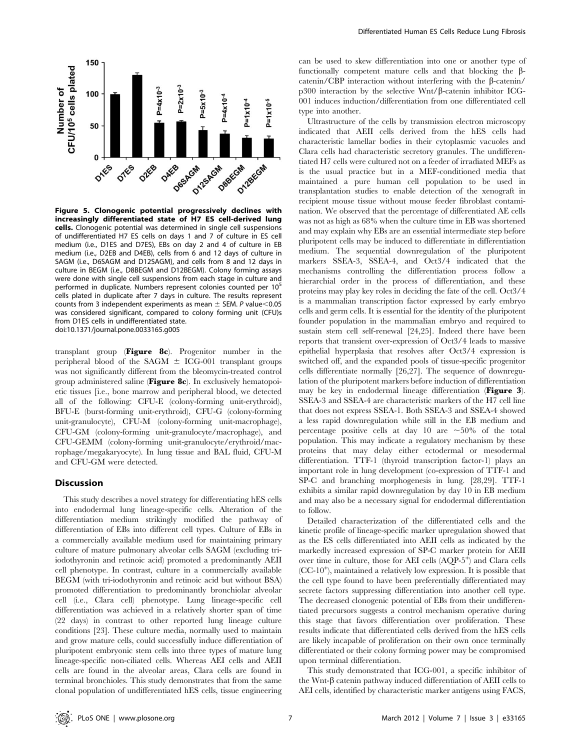150

100

50

0

Number of CFU/10$^5$ cells plated

D1ES D7ES D2EB D4EB D6SAGM D12SAGM D8BEGM D12BEGM

P=4x10$^{-3}$ P=2x10$^{-3}$ P=5x10$^{-3}$ P=4x10$^{-4}$ P=1x10$^{-4}$ P=1x10$^{-5}$

**Figure 5. Clonogenic potential progressively declines with increasingly differentiated state of H7 ES cell-derived lung cells.** Clonogenic potential was determined in single cell suspensions of undifferentiated H7 ES cells on days 1 and 7 of culture in ES cell medium (i.e., D1ES and D7ES), EBs on day 2 and 4 of culture in EB medium (i.e., D2EB and D4EB), cells from 6 and 12 days of culture in SAGM (i.e., D6SAGM and D12SAGM), and cells from 8 and 12 days in culture in BEGM (i.e., D8BEGM and D12BEGM). Colony forming assays were done with single cell suspensions from each stage in culture and performed in duplicate. Numbers represent colonies counted per $10^5$ cells plated in duplicate after 7 days in culture. The results represent counts from 3 independent experiments as mean ± SEM. *P* value<0.05 was considered significant, compared to colony forming unit (CFU)s from D1ES cells in undifferentiated state.
doi:10.1371/journal.pone.0033165.g005

transplant group (**Figure 8c**). Progenitor number in the peripheral blood of the SAGM ± ICG-001 transplant groups was not significantly different from the bleomycin-treated control group administered saline (**Figure 8c**). In exclusively hematopoietic tissues [i.e., bone marrow and peripheral blood, we detected all of the following: CFU-E (colony-forming unit-erythroid), BFU-E (burst-forming unit-erythroid), CFU-G (colony-forming unit-granulocyte), CFU-M (colony-forming unit-macrophage), CFU-GM (colony-forming unit-granulocyte/macrophage), and CFU-GEMM (colony-forming unit-granulocyte/erythroid/macrophage/megakaryocyte). In lung tissue and BAL fluid, CFU-M and CFU-GM were detected.

## Discussion

This study describes a novel strategy for differentiating hES cells into endodermal lung lineage-specific cells. Alteration of the differentiation medium strikingly modified the pathway of differentiation of EBs into different cell types. Culture of EBs in a commercially available medium used for maintaining primary culture of mature pulmonary alveolar cells SAGM (excluding triiodothyronin and retinoic acid) promoted a predominantly AEII cell phenotype. In contrast, culture in a commercially available BEGM (with tri-iodothyronin and retinoic acid but without BSA) promoted differentiation to predominantly bronchiolar alveolar cell (i.e., Clara cell) phenotype. Lung lineage-specific cell differentiation was achieved in a relatively shorter span of time (22 days) in contrast to other reported lung lineage culture conditions [23]. These culture media, normally used to maintain and grow mature cells, could successfully induce differentiation of pluripotent embryonic stem cells into three types of mature lung lineage-specific non-ciliated cells. Whereas AEI cells and AEII cells are found in the alveolar areas, Clara cells are found in terminal bronchioles. This study demonstrates that from the same clonal population of undifferentiated hES cells, tissue engineering can be used to skew differentiation into one or another type of functionally competent mature cells and that blocking the β-catenin/CBP interaction without interfering with the β-catenin/p300 interaction by the selective Wnt/β-catenin inhibitor ICG-001 induces induction/differentiation from one differentiated cell type into another.

Ultrastructure of the cells by transmission electron microscopy indicated that AEII cells derived from the hES cells had characteristic lamellar bodies in their cytoplasmic vacuoles and Clara cells had characteristic secretory granules. The undifferentiated H7 cells were cultured not on a feeder of irradiated MEFs as is the usual practice but in a MEF-conditioned media that maintained a pure human cell population to be used in transplantation studies to enable detection of the xenograft in recipient mouse tissue without mouse feeder fibroblast contamination. We observed that the percentage of differentiated AE cells was not as high as 68% when the culture time in EB was shortened and may explain why EBs are an essential intermediate step before pluripotent cells may be induced to differentiate in differentiation medium. The sequential downregulation of the pluripotent markers SSEA-3, SSEA-4, and Oct3/4 indicated that the mechanisms controlling the differentiation process follow a hierarchial order in the process of differentiation, and these proteins may play key roles in deciding the fate of the cell. Oct3/4 is a mammalian transcription factor expressed by early embryo cells and germ cells. It is essential for the identity of the pluripotent founder population in the mammalian embryo and required to sustain stem cell self-renewal [24,25]. Indeed there have been reports that transient over-expression of Oct3/4 leads to massive epithelial hyperplasia that resolves after Oct3/4 expression is switched off, and the expanded pools of tissue-specific progenitor cells differentiate normally [26,27]. The sequence of downregulation of the pluripotent markers before induction of differentiation may be key in endodermal lineage differentiation (**Figure 3**). SSEA-3 and SSEA-4 are characteristic markers of the H7 cell line that does not express SSEA-1. Both SSEA-3 and SSEA-4 showed a less rapid downregulation while still in the EB medium and percentage positive cells at day 10 are ~50% of the total population. This may indicate a regulatory mechanism by these proteins that may delay either ectodermal or mesodermal differentiation. TTF-1 (thyroid transcription factor-1) plays an important role in lung development (co-expression of TTF-1 and SP-C and branching morphogenesis in lung. [28,29]. TTF-1 exhibits a similar rapid downregulation by day 10 in EB medium and may also be a necessary signal for endodermal differentiation to follow.

Detailed characterization of the differentiated cells and the kinetic profile of lineage-specific marker upregulation showed that as the ES cells differentiated into AEII cells as indicated by the markedly increased expression of SP-C marker protein for AEII over time in culture, those for AEI cells (AQP-5$^+$) and Clara cells (CC-10$^+$), maintained a relatively low expression. It is possible that the cell type found to have been preferentially differentiated may secrete factors suppressing differentiation into another cell type. The decreased clonogenic potential of EBs from their undifferentiated precursors suggests a control mechanism operative during this stage that favors differentiation over proliferation. These results indicate that differentiated cells derived from the hES cells are likely incapable of proliferation on their own once terminally differentiated or their colony forming power may be compromised upon terminal differentiation.

This study demonstrated that ICG-001, a specific inhibitor of the Wnt-β catenin pathway induced differentiation of AEII cells to AEI cells, identified by characteristic marker antigens using FACS,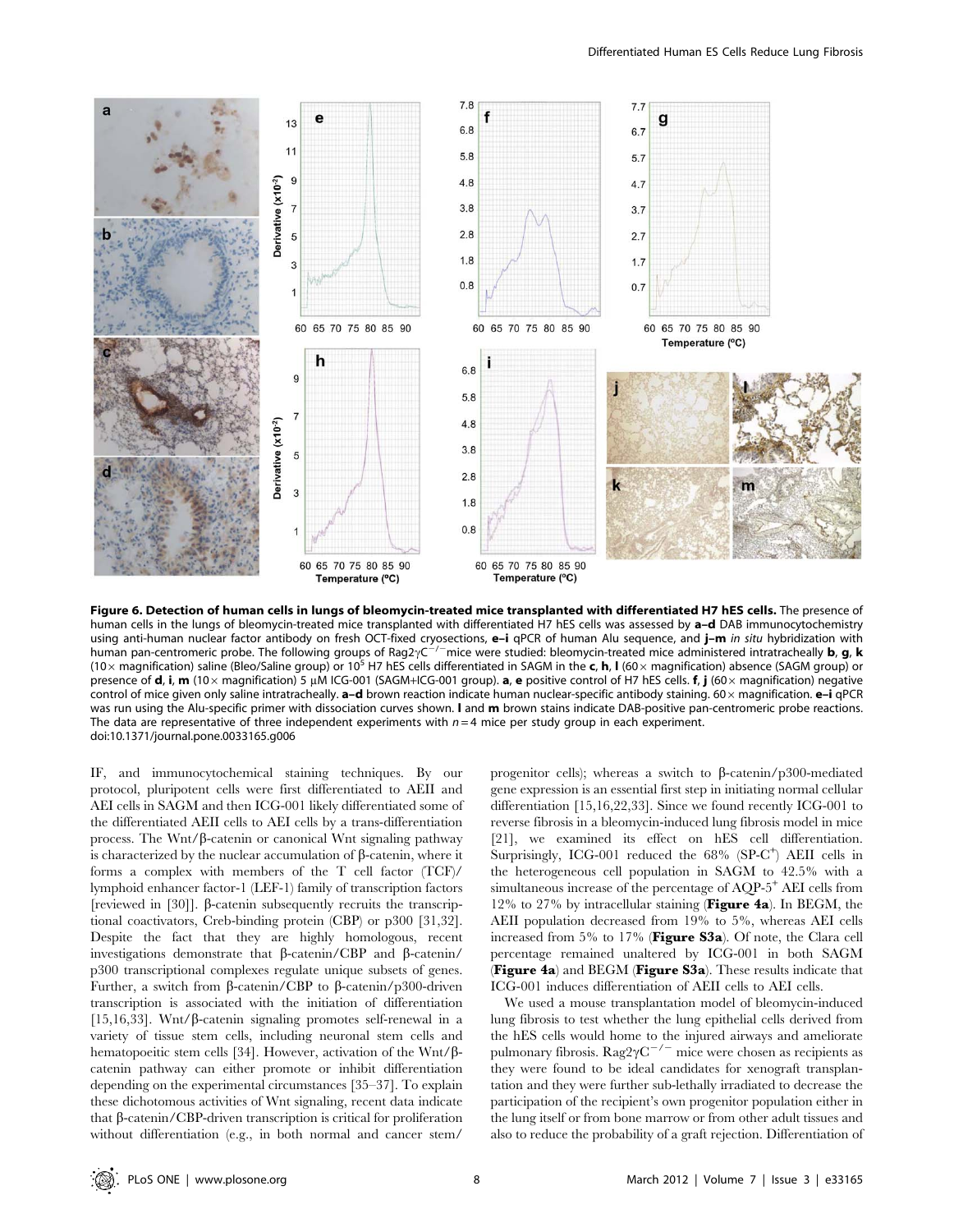**Figure 6. Detection of human cells in lungs of bleomycin-treated mice transplanted with differentiated H7 hES cells.** The presence of human cells in the lungs of bleomycin-treated mice transplanted with differentiated H7 hES cells was assessed by **a–d** DAB immunocytochemistry using anti-human nuclear factor antibody on fresh OCT-fixed cryosections, **e–i** qPCR of human Alu sequence, and **j–m** *in situ* hybridization with human pan-centromeric probe. The following groups of Rag2$\gamma$C$^{-/-}$ mice were studied: bleomycin-treated mice administered intratracheally **b**, **g**, **k** (10× magnification) saline (Bleo/Saline group) or $10^5$ H7 hES cells differentiated in SAGM in the **c**, **h**, **l** (60× magnification) absence (SAGM group) or presence of **d**, **i**, **m** (10× magnification) 5 µM ICG-001 (SAGM+ICG-001 group). **a**, **e** positive control of H7 hES cells. **f**, **j** (60× magnification) negative control of mice given only saline intratracheally. **a–d** brown reaction indicate human nuclear-specific antibody staining. 60× magnification. **e–i** qPCR was run using the Alu-specific primer with dissociation curves shown. **l** and **m** brown stains indicate DAB-positive pan-centromeric probe reactions. The data are representative of three independent experiments with $n=4$ mice per study group in each experiment.
doi:10.1371/journal.pone.0033165.g006

IF, and immunocytochemical staining techniques. By our protocol, pluripotent cells were first differentiated to AEII and AEI cells in SAGM and then ICG-001 likely differentiated some of the differentiated AEII cells to AEI cells by a trans-differentiation process. The Wnt/β-catenin or canonical Wnt signaling pathway is characterized by the nuclear accumulation of β-catenin, where it forms a complex with members of the T cell factor (TCF)/lymphoid enhancer factor-1 (LEF-1) family of transcription factors [reviewed in [30]]. β-catenin subsequently recruits the transcriptional coactivators, Creb-binding protein (CBP) or p300 [31,32]. Despite the fact that they are highly homologous, recent investigations demonstrate that β-catenin/CBP and β-catenin/p300 transcriptional complexes regulate unique subsets of genes. Further, a switch from β-catenin/CBP to β-catenin/p300-driven transcription is associated with the initiation of differentiation [15,16,33]. Wnt/β-catenin signaling promotes self-renewal in a variety of tissue stem cells, including neuronal stem cells and hematopoeitic stem cells [34]. However, activation of the Wnt/β-catenin pathway can either promote or inhibit differentiation depending on the experimental circumstances [35–37]. To explain these dichotomous activities of Wnt signaling, recent data indicate that β-catenin/CBP-driven transcription is critical for proliferation without differentiation (e.g., in both normal and cancer stem/progenitor cells); whereas a switch to β-catenin/p300-mediated gene expression is an essential first step in initiating normal cellular differentiation [15,16,22,33]. Since we found recently ICG-001 to reverse fibrosis in a bleomycin-induced lung fibrosis model in mice [21], we examined its effect on hES cell differentiation. Surprisingly, ICG-001 reduced the 68% (SP-C$^+$) AEII cells in the heterogeneous cell population in SAGM to 42.5% with a simultaneous increase of the percentage of AQP-5$^+$ AEI cells from 12% to 27% by intracellular staining (**Figure 4a**). In BEGM, the AEII population decreased from 19% to 5%, whereas AEI cells increased from 5% to 17% (**Figure S3a**). Of note, the Clara cell percentage remained unaltered by ICG-001 in both SAGM (**Figure 4a**) and BEGM (**Figure S3a**). These results indicate that ICG-001 induces differentiation of AEII cells to AEI cells.

We used a mouse transplantation model of bleomycin-induced lung fibrosis to test whether the lung epithelial cells derived from the hES cells would home to the injured airways and ameliorate pulmonary fibrosis. Rag2$\gamma$C$^{-/-}$ mice were chosen as recipients as they were found to be ideal candidates for xenograft transplantation and they were further sub-lethally irradiated to decrease the participation of the recipient's own progenitor population either in the lung itself or from bone marrow or from other adult tissues and also to reduce the probability of a graft rejection. Differentiation of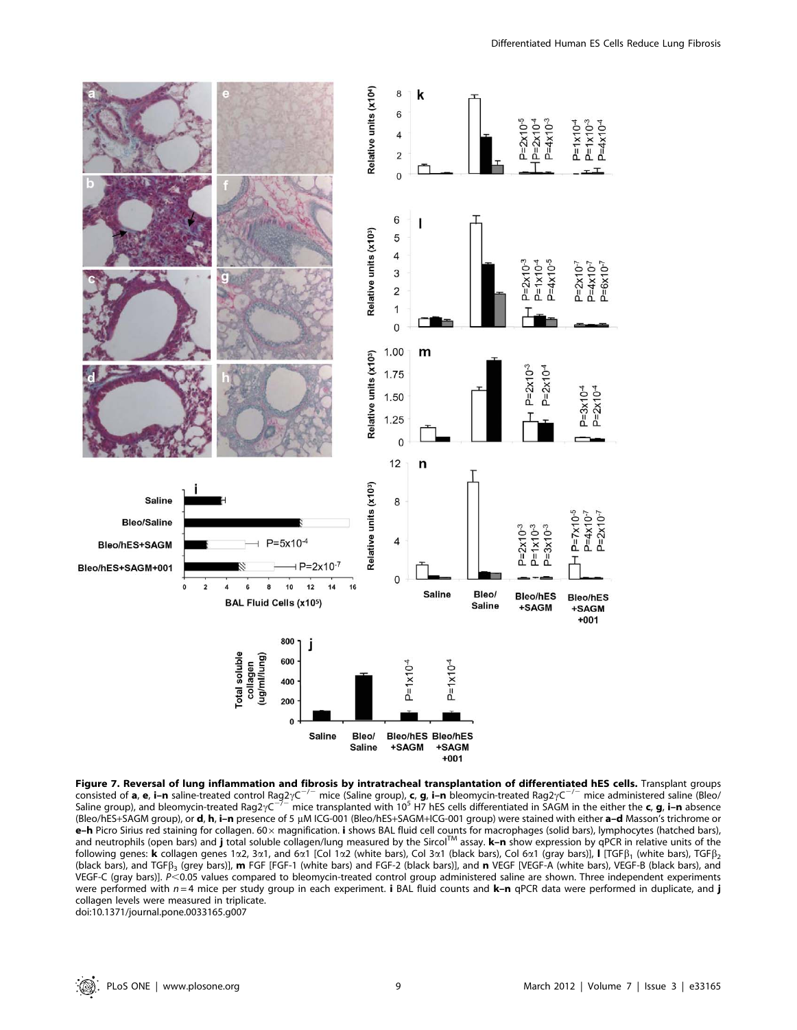**Figure 7. Reversal of lung inflammation and fibrosis by intratracheal transplantation of differentiated hES cells.** Transplant groups consisted of **a**, **e**, **i–n** saline-treated control Rag2$\gamma$C$^{-/-}$ mice (Saline group), **c**, **g**, **i–n** bleomycin-treated Rag2$\gamma$C$^{-/-}$ mice administered saline (Bleo/Saline group), and bleomycin-treated Rag2$\gamma$C$^{-/-}$ mice transplanted with $10^5$ H7 hES cells differentiated in SAGM in the either the **c**, **g**, **i–n** absence (Bleo/hES+SAGM group), or **d**, **h**, **i–n** presence of 5 µM ICG-001 (Bleo/hES+SAGM+ICG-001 group) were stained with either **a–d** Masson's trichrome or **e–h** Picro Sirius red staining for collagen. 60× magnification. **i** shows BAL fluid cell counts for macrophages (solid bars), lymphocytes (hatched bars), and neutrophils (open bars) and **j** total soluble collagen/lung measured by the Sircol™ assay. **k–n** show expression by qPCR in relative units of the following genes: **k** collagen genes 1α2, 3α1, and 6α1 [Col 1α2 (white bars), Col 3α1 (black bars), Col 6α1 (gray bars)], **l** [TGFβ$_1$ (white bars), TGFβ$_2$ (black bars), and TGFβ$_3$ (grey bars)], **m** FGF [FGF-1 (white bars) and FGF-2 (black bars)], and **n** VEGF [VEGF-A (white bars), VEGF-B (black bars), and VEGF-C (gray bars)]. $P<0.05$ values compared to bleomycin-treated control group administered saline are shown. Three independent experiments were performed with $n=4$ mice per study group in each experiment. **i** BAL fluid counts and **k–n** qPCR data were performed in duplicate, and **j** collagen levels were measured in triplicate.
doi:10.1371/journal.pone.0033165.g007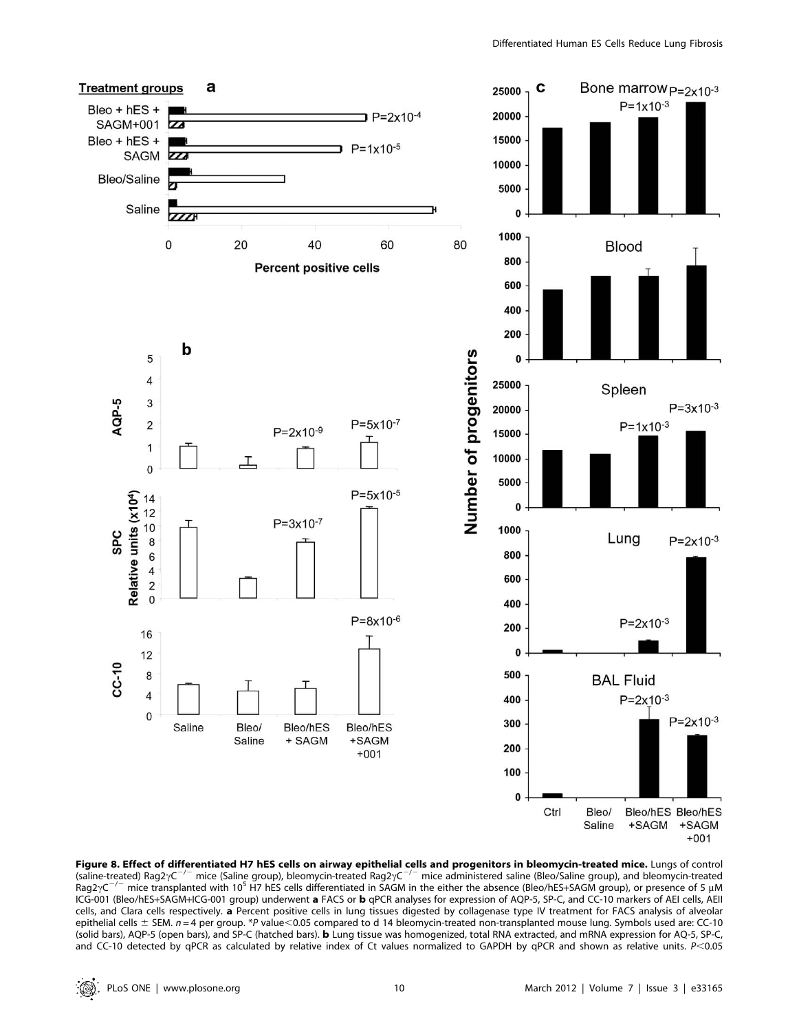**Figure 8. Effect of differentiated H7 hES cells on airway epithelial cells and progenitors in bleomycin-treated mice.** Lungs of control (saline-treated) Rag2γC$^{-/-}$ mice (Saline group), bleomycin-treated Rag2γC$^{-/-}$ mice administered saline (Bleo/Saline group), and bleomycin-treated Rag2γC$^{-/-}$ mice transplanted with $10^5$ H7 hES cells differentiated in SAGM in the either the absence (Bleo/hES+SAGM group), or presence of 5 μM ICG-001 (Bleo/hES+SAGM+ICG-001 group) underwent **a** FACS or **b** qPCR analyses for expression of AQP-5, SP-C, and CC-10 markers of AEI cells, AEII cells, and Clara cells respectively. **a** Percent positive cells in lung tissues digested by collagenase type IV treatment for FACS analysis of alveolar epithelial cells ± SEM. $n = 4$ per group. *$P$ value<0.05 compared to d 14 bleomycin-treated non-transplanted mouse lung. Symbols used are: CC-10 (solid bars), AQP-5 (open bars), and SP-C (hatched bars). **b** Lung tissue was homogenized, total RNA extracted, and mRNA expression for AQ-5, SP-C, and CC-10 detected by qPCR as calculated by relative index of Ct values normalized to GAPDH by qPCR and shown as relative units. $P<0.05$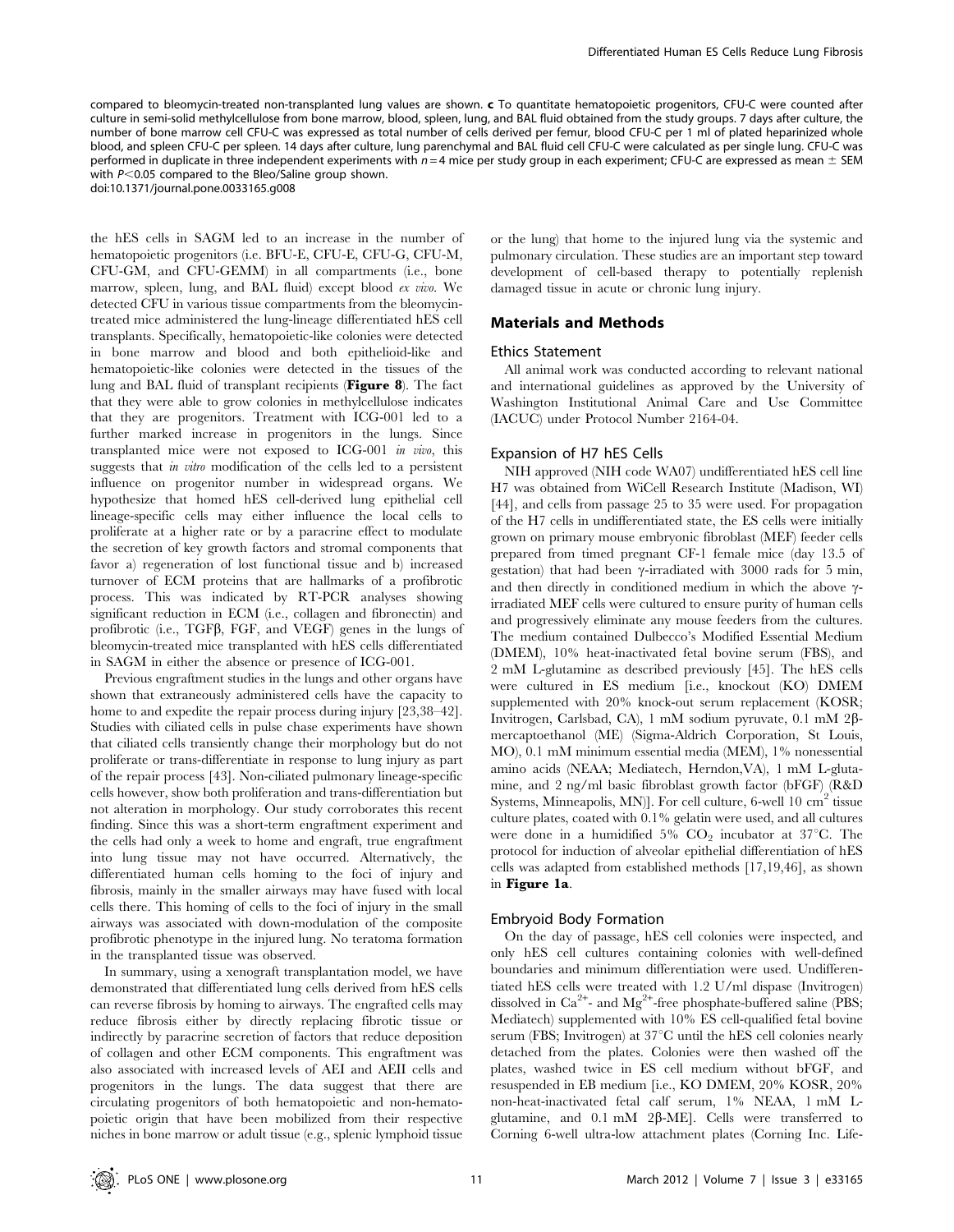compared to bleomycin-treated non-transplanted lung values are shown. **c** To quantitate hematopoietic progenitors, CFU-C were counted after culture in semi-solid methylcellulose from bone marrow, blood, spleen, lung, and BAL fluid obtained from the study groups. 7 days after culture, the number of bone marrow cell CFU-C was expressed as total number of cells derived per femur, blood CFU-C per 1 ml of plated heparinized whole blood, and spleen CFU-C per spleen. 14 days after culture, lung parenchymal and BAL fluid cell CFU-C were calculated as per single lung. CFU-C was performed in duplicate in three independent experiments with $n = 4$ mice per study group in each experiment; CFU-C are expressed as mean ± SEM with $P < 0.05$ compared to the Bleo/Saline group shown.
doi:10.1371/journal.pone.0033165.g008

the hES cells in SAGM led to an increase in the number of hematopoietic progenitors (i.e. BFU-E, CFU-E, CFU-G, CFU-M, CFU-GM, and CFU-GEMM) in all compartments (i.e., bone marrow, spleen, lung, and BAL fluid) except blood *ex vivo*. We detected CFU in various tissue compartments from the bleomycin-treated mice administered the lung-lineage differentiated hES cell transplants. Specifically, hematopoietic-like colonies were detected in bone marrow and blood and both epithelioid-like and hematopoietic-like colonies were detected in the tissues of the lung and BAL fluid of transplant recipients (**Figure 8**). The fact that they were able to grow colonies in methylcellulose indicates that they are progenitors. Treatment with ICG-001 led to a further marked increase in progenitors in the lungs. Since transplanted mice were not exposed to ICG-001 *in vivo*, this suggests that *in vitro* modification of the cells led to a persistent influence on progenitor number in widespread organs. We hypothesize that homed hES cell-derived lung epithelial cell lineage-specific cells may either influence the local cells to proliferate at a higher rate or by a paracrine effect to modulate the secretion of key growth factors and stromal components that favor a) regeneration of lost functional tissue and b) increased turnover of ECM proteins that are hallmarks of a profibrotic process. This was indicated by RT-PCR analyses showing significant reduction in ECM (i.e., collagen and fibronectin) and profibrotic (i.e., TGFβ, FGF, and VEGF) genes in the lungs of bleomycin-treated mice transplanted with hES cells differentiated in SAGM in either the absence or presence of ICG-001.

Previous engraftment studies in the lungs and other organs have shown that extraneously administered cells have the capacity to home to and expedite the repair process during injury [23,38–42]. Studies with ciliated cells in pulse chase experiments have shown that ciliated cells transiently change their morphology but do not proliferate or trans-differentiate in response to lung injury as part of the repair process [43]. Non-ciliated pulmonary lineage-specific cells however, show both proliferation and trans-differentiation but not alteration in morphology. Our study corroborates this recent finding. Since this was a short-term engraftment experiment and the cells had only a week to home and engraft, true engraftment into lung tissue may not have occurred. Alternatively, the differentiated human cells homing to the foci of injury and fibrosis, mainly in the smaller airways may have fused with local cells there. This homing of cells to the foci of injury in the small airways was associated with down-modulation of the composite profibrotic phenotype in the injured lung. No teratoma formation in the transplanted tissue was observed.

In summary, using a xenograft transplantation model, we have demonstrated that differentiated lung cells derived from hES cells can reverse fibrosis by homing to airways. The engrafted cells may reduce fibrosis either by directly replacing fibrotic tissue or indirectly by paracrine secretion of factors that reduce deposition of collagen and other ECM components. This engraftment was also associated with increased levels of AEI and AEII cells and progenitors in the lungs. The data suggest that there are circulating progenitors of both hematopoietic and non-hematopoietic origin that have been mobilized from their respective niches in bone marrow or adult tissue (e.g., splenic lymphoid tissue or the lung) that home to the injured lung via the systemic and pulmonary circulation. These studies are an important step toward development of cell-based therapy to potentially replenish damaged tissue in acute or chronic lung injury.

## Materials and Methods

### Ethics Statement

All animal work was conducted according to relevant national and international guidelines as approved by the University of Washington Institutional Animal Care and Use Committee (IACUC) under Protocol Number 2164-04.

### Expansion of H7 hES Cells

NIH approved (NIH code WA07) undifferentiated hES cell line H7 was obtained from WiCell Research Institute (Madison, WI) [44], and cells from passage 25 to 35 were used. For propagation of the H7 cells in undifferentiated state, the ES cells were initially grown on primary mouse embryonic fibroblast (MEF) feeder cells prepared from timed pregnant CF-1 female mice (day 13.5 of gestation) that had been γ-irradiated with 3000 rads for 5 min, and then directly in conditioned medium in which the above γ-irradiated MEF cells were cultured to ensure purity of human cells and progressively eliminate any mouse feeders from the cultures. The medium contained Dulbecco's Modified Essential Medium (DMEM), 10% heat-inactivated fetal bovine serum (FBS), and 2 mM L-glutamine as described previously [45]. The hES cells were cultured in ES medium [i.e., knockout (KO) DMEM supplemented with 20% knock-out serum replacement (KOSR; Invitrogen, Carlsbad, CA), 1 mM sodium pyruvate, 0.1 mM 2β-mercaptoethanol (ME) (Sigma-Aldrich Corporation, St Louis, MO), 0.1 mM minimum essential media (MEM), 1% nonessential amino acids (NEAA; Mediatech, Herndon,VA), 1 mM L-glutamine, and 2 ng/ml basic fibroblast growth factor (bFGF) (R&D Systems, Minneapolis, MN)]. For cell culture, 6-well 10 $cm^2$ tissue culture plates, coated with 0.1% gelatin were used, and all cultures were done in a humidified 5% $CO_2$ incubator at 37°C. The protocol for induction of alveolar epithelial differentiation of hES cells was adapted from established methods [17,19,46], as shown in **Figure 1a**.

### Embryoid Body Formation

On the day of passage, hES cell colonies were inspected, and only hES cell cultures containing colonies with well-defined boundaries and minimum differentiation were used. Undifferentiated hES cells were treated with 1.2 U/ml dispase (Invitrogen) dissolved in $Ca^{2+}$- and $Mg^{2+}$-free phosphate-buffered saline (PBS; Mediatech) supplemented with 10% ES cell-qualified fetal bovine serum (FBS; Invitrogen) at 37°C until the hES cell colonies nearly detached from the plates. Colonies were then washed off the plates, washed twice in ES cell medium without bFGF, and resuspended in EB medium [i.e., KO DMEM, 20% KOSR, 20% non-heat-inactivated fetal calf serum, 1% NEAA, 1 mM L-glutamine, and 0.1 mM 2β-ME]. Cells were transferred to Corning 6-well ultra-low attachment plates (Corning Inc. Life-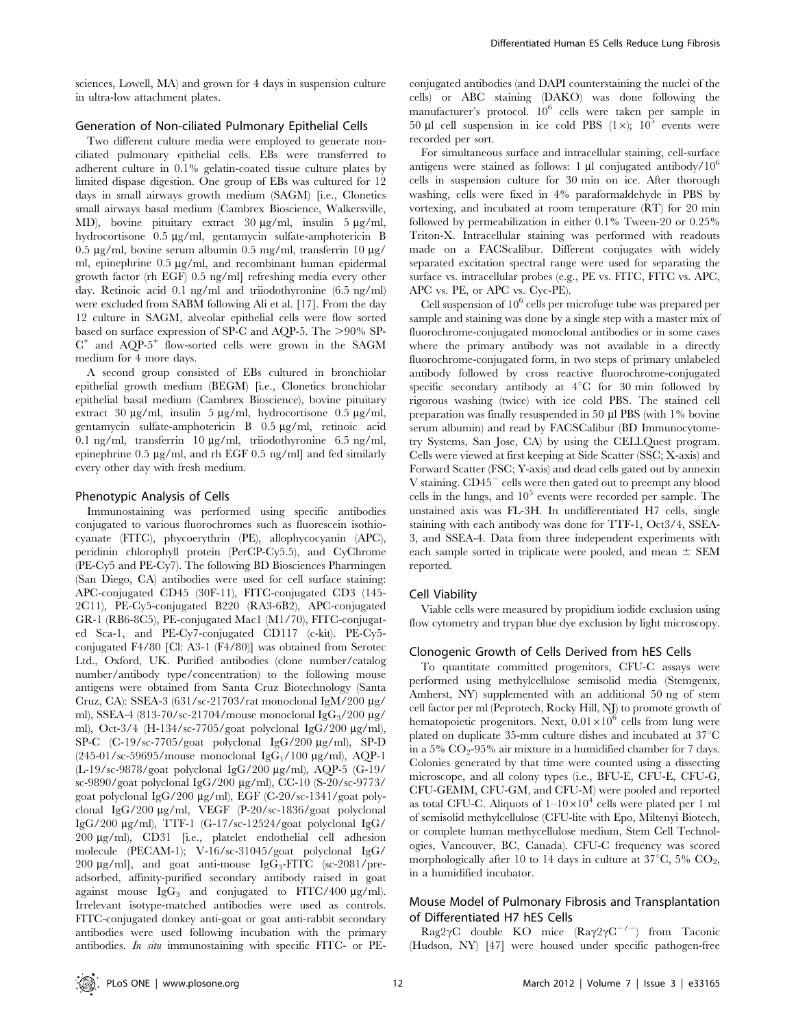sciences, Lowell, MA) and grown for 4 days in suspension culture in ultra-low attachment plates.

### Generation of Non-ciliated Pulmonary Epithelial Cells

Two different culture media were employed to generate non-ciliated pulmonary epithelial cells. EBs were transferred to adherent culture in 0.1% gelatin-coated tissue culture plates by limited dispase digestion. One group of EBs was cultured for 12 days in small airways growth medium (SAGM) [i.e., Clonetics small airways basal medium (Cambrex Bioscience, Walkersville, MD), bovine pituitary extract 30 µg/ml, insulin 5 µg/ml, hydrocortisone 0.5 µg/ml, gentamycin sulfate-amphotericin B 0.5 µg/ml, bovine serum albumin 0.5 mg/ml, transferrin 10 µg/ml, epinephrine 0.5 µg/ml, and recombinant human epidermal growth factor (rh EGF) 0.5 ng/ml] refreshing media every other day. Retinoic acid 0.1 ng/ml and triiodothyronine (6.5 ng/ml) were excluded from SABM following Ali et al. [17]. From the day 12 culture in SAGM, alveolar epithelial cells were flow sorted based on surface expression of SP-C and AQP-5. The >90% SP-$C^+$ and AQP-$5^+$ flow-sorted cells were grown in the SAGM medium for 4 more days.

A second group consisted of EBs cultured in bronchiolar epithelial growth medium (BEGM) [i.e., Clonetics bronchiolar epithelial basal medium (Cambrex Bioscience), bovine pituitary extract 30 µg/ml, insulin 5 µg/ml, hydrocortisone 0.5 µg/ml, gentamycin sulfate-amphotericin B 0.5 µg/ml, retinoic acid 0.1 ng/ml, transferrin 10 µg/ml, triiodothyronine 6.5 ng/ml, epinephrine 0.5 µg/ml, and rh EGF 0.5 ng/ml] and fed similarly every other day with fresh medium.

### Phenotypic Analysis of Cells

Immunostaining was performed using specific antibodies conjugated to various fluorochromes such as fluorescein isothiocyanate (FITC), phycoerythrin (PE), allophycocyanin (APC), peridinin chlorophyll protein (PerCP-Cy5.5), and CyChrome (PE-Cy5 and PE-Cy7). The following BD Biosciences Pharmingen (San Diego, CA) antibodies were used for cell surface staining: APC-conjugated CD45 (30F-11), FITC-conjugated CD3 (145-2C11), PE-Cy5-conjugated B220 (RA3-6B2), APC-conjugated GR-1 (RB6-8C5), PE-conjugated Mac1 (M1/70), FITC-conjugated Sca-1, and PE-Cy7-conjugated CD117 (c-kit). PE-Cy5-conjugated F4/80 [Cl: A3-1 (F4/80)] was obtained from Serotec Ltd., Oxford, UK. Purified antibodies (clone number/catalog number/antibody type/concentration) to the following mouse antigens were obtained from Santa Cruz Biotechnology (Santa Cruz, CA): SSEA-3 (631/sc-21703/rat monoclonal IgM/200 µg/ml), SSEA-4 (813-70/sc-21704/mouse monoclonal $IgG_3$/200 µg/ml), Oct-3/4 (H-134/sc-7705/goat polyclonal IgG/200 µg/ml), SP-C (C-19/sc-7705/goat polyclonal IgG/200 µg/ml), SP-D (245-01/sc-59695/mouse monoclonal $IgG_1$/100 µg/ml), AQP-1 (L-19/sc-9878/goat polyclonal IgG/200 µg/ml), AQP-5 (G-19/sc-9890/goat polyclonal IgG/200 µg/ml), CC-10 (S-20/sc-9773/goat polyclonal IgG/200 µg/ml), EGF (C-20/sc-1341/goat polyclonal IgG/200 µg/ml, VEGF (P-20/sc-1836/goat polyclonal IgG/200 µg/ml), TTF-1 (G-17/sc-12524/goat polyclonal IgG/200 µg/ml), CD31 [i.e., platelet endothelial cell adhesion molecule (PECAM-1); V-16/sc-31045/goat polyclonal IgG/200 µg/ml], and goat anti-mouse $IgG_3$-FITC (sc-2081/pre-adsorbed, affinity-purified secondary antibody raised in goat against mouse $IgG_3$ and conjugated to FITC/400 µg/ml). Irrelevant isotype-matched antibodies were used as controls. FITC-conjugated donkey anti-goat or goat anti-rabbit secondary antibodies were used following incubation with the primary antibodies. *In situ* immunostaining with specific FITC- or PE-conjugated antibodies (and DAPI counterstaining the nuclei of the cells) or ABC staining (DAKO) was done following the manufacturer's protocol. $10^6$ cells were taken per sample in 50 µl cell suspension in ice cold PBS (1×); $10^5$ events were recorded per sort.

For simultaneous surface and intracellular staining, cell-surface antigens were stained as follows: 1 µl conjugated antibody/$10^6$ cells in suspension culture for 30 min on ice. After thorough washing, cells were fixed in 4% paraformaldehyde in PBS by vortexing, and incubated at room temperature (RT) for 20 min followed by permeabilization in either 0.1% Tween-20 or 0.25% Triton-X. Intracellular staining was performed with readouts made on a FACScalibur. Different conjugates with widely separated excitation spectral range were used for separating the surface vs. intracellular probes (e.g., PE vs. FITC, FITC vs. APC, APC vs. PE, or APC vs. Cyc-PE).

Cell suspension of $10^6$ cells per microfuge tube was prepared per sample and staining was done by a single step with a master mix of fluorochrome-conjugated monoclonal antibodies or in some cases where the primary antibody was not available in a directly fluorochrome-conjugated form, in two steps of primary unlabeled antibody followed by cross reactive fluorochrome-conjugated specific secondary antibody at 4°C for 30 min followed by rigorous washing (twice) with ice cold PBS. The stained cell preparation was finally resuspended in 50 µl PBS (with 1% bovine serum albumin) and read by FACSCalibur (BD Immunocytometry Systems, San Jose, CA) by using the CELLQuest program. Cells were viewed at first keeping at Side Scatter (SSC; X-axis) and Forward Scatter (FSC; Y-axis) and dead cells gated out by annexin V staining. $CD45^-$ cells were then gated out to preempt any blood cells in the lungs, and $10^5$ events were recorded per sample. The unstained axis was FL-3H. In undifferentiated H7 cells, single staining with each antibody was done for TTF-1, Oct3/4, SSEA-3, and SSEA-4. Data from three independent experiments with each sample sorted in triplicate were pooled, and mean ± SEM reported.

### Cell Viability

Viable cells were measured by propidium iodide exclusion using flow cytometry and trypan blue dye exclusion by light microscopy.

### Clonogenic Growth of Cells Derived from hES Cells

To quantitate committed progenitors, CFU-C assays were performed using methylcellulose semisolid media (Stemgenix, Amherst, NY) supplemented with an additional 50 ng of stem cell factor per ml (Peprotech, Rocky Hill, NJ) to promote growth of hematopoietic progenitors. Next, $0.01\times10^6$ cells from lung were plated on duplicate 35-mm culture dishes and incubated at 37°C in a 5% $CO_2$-95% air mixture in a humidified chamber for 7 days. Colonies generated by that time were counted using a dissecting microscope, and all colony types (i.e., BFU-E, CFU-E, CFU-G, CFU-GEMM, CFU-GM, and CFU-M) were pooled and reported as total CFU-C. Aliquots of $1$–$10\times10^4$ cells were plated per 1 ml of semisolid methylcellulose (CFU-lite with Epo, Miltenyi Biotech, or complete human methylcellulose medium, Stem Cell Technologies, Vancouver, BC, Canada). CFU-C frequency was scored morphologically after 10 to 14 days in culture at 37°C, 5% $CO_2$, in a humidified incubator.

### Mouse Model of Pulmonary Fibrosis and Transplantation of Differentiated H7 hES Cells

Rag2γC double KO mice (Rag2γ$C^{-/-}$) from Taconic (Hudson, NY) [47] were housed under specific pathogen-free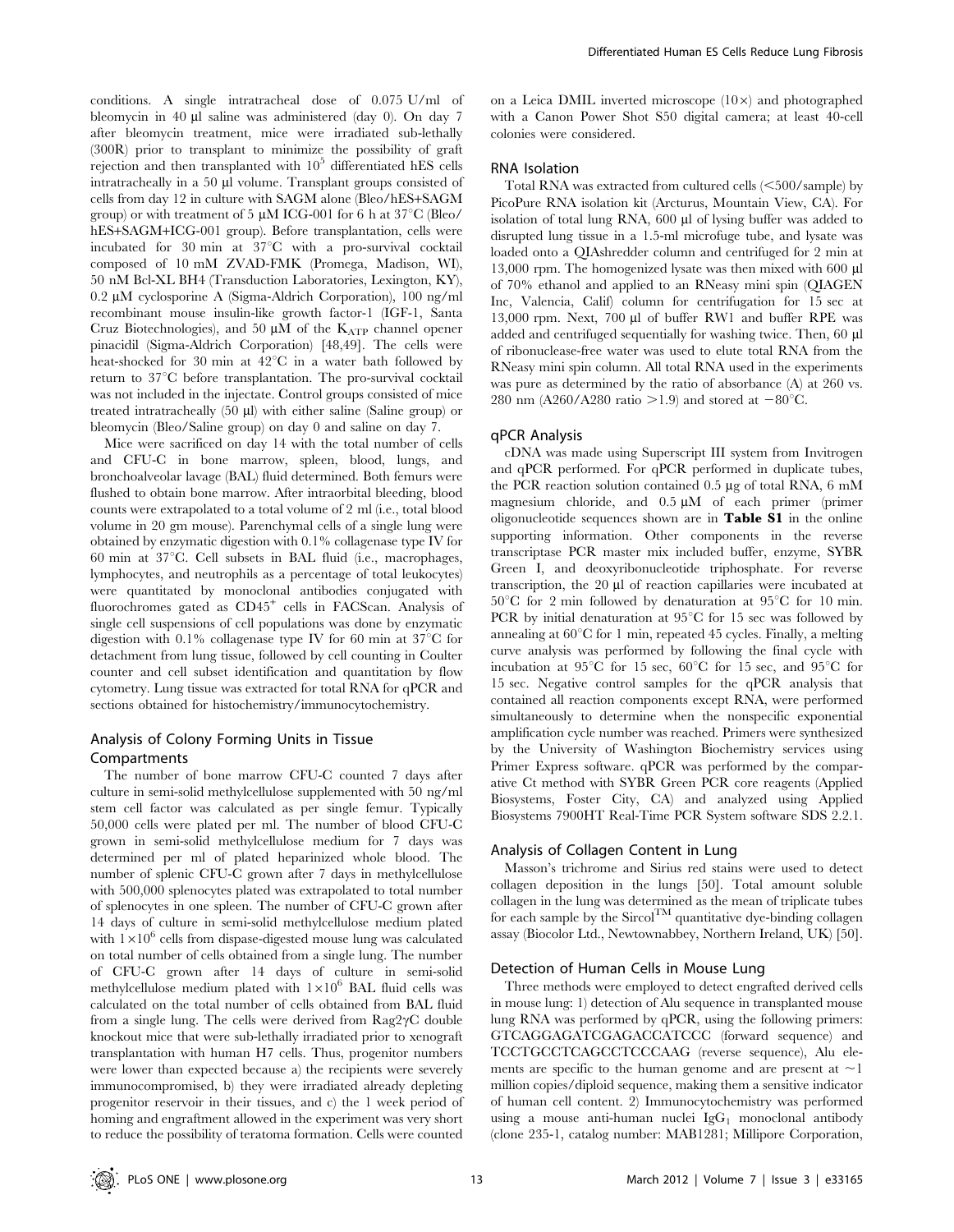conditions. A single intratracheal dose of 0.075 U/ml of bleomycin in 40 µl saline was administered (day 0). On day 7 after bleomycin treatment, mice were irradiated sub-lethally (300R) prior to transplant to minimize the possibility of graft rejection and then transplanted with $10^5$ differentiated hES cells intratracheally in a 50 µl volume. Transplant groups consisted of cells from day 12 in culture with SAGM alone (Bleo/hES+SAGM group) or with treatment of 5 µM ICG-001 for 6 h at 37°C (Bleo/hES+SAGM+ICG-001 group). Before transplantation, cells were incubated for 30 min at 37°C with a pro-survival cocktail composed of 10 mM ZVAD-FMK (Promega, Madison, WI), 50 nM Bcl-XL BH4 (Transduction Laboratories, Lexington, KY), 0.2 µM cyclosporine A (Sigma-Aldrich Corporation), 100 ng/ml recombinant mouse insulin-like growth factor-1 (IGF-1, Santa Cruz Biotechnologies), and 50 µM of the $K_{ATP}$ channel opener pinacidil (Sigma-Aldrich Corporation) [48,49]. The cells were heat-shocked for 30 min at 42°C in a water bath followed by return to 37°C before transplantation. The pro-survival cocktail was not included in the injectate. Control groups consisted of mice treated intratracheally (50 µl) with either saline (Saline group) or bleomycin (Bleo/Saline group) on day 0 and saline on day 7.

Mice were sacrificed on day 14 with the total number of cells and CFU-C in bone marrow, spleen, blood, lungs, and bronchoalveolar lavage (BAL) fluid determined. Both femurs were flushed to obtain bone marrow. After intraorbital bleeding, blood counts were extrapolated to a total volume of 2 ml (i.e., total blood volume in 20 gm mouse). Parenchymal cells of a single lung were obtained by enzymatic digestion with 0.1% collagenase type IV for 60 min at 37°C. Cell subsets in BAL fluid (i.e., macrophages, lymphocytes, and neutrophils as a percentage of total leukocytes) were quantitated by monoclonal antibodies conjugated with fluorochromes gated as $CD45^+$ cells in FACScan. Analysis of single cell suspensions of cell populations was done by enzymatic digestion with 0.1% collagenase type IV for 60 min at 37°C for detachment from lung tissue, followed by cell counting in Coulter counter and cell subset identification and quantitation by flow cytometry. Lung tissue was extracted for total RNA for qPCR and sections obtained for histochemistry/immunocytochemistry.

## Analysis of Colony Forming Units in Tissue Compartments

The number of bone marrow CFU-C counted 7 days after culture in semi-solid methylcellulose supplemented with 50 ng/ml stem cell factor was calculated as per single femur. Typically 50,000 cells were plated per ml. The number of blood CFU-C grown in semi-solid methylcellulose medium for 7 days was determined per ml of plated heparinized whole blood. The number of splenic CFU-C grown after 7 days in methylcellulose with 500,000 splenocytes plated was extrapolated to total number of splenocytes in one spleen. The number of CFU-C grown after 14 days of culture in semi-solid methylcellulose medium plated with $1\times10^6$ cells from dispase-digested mouse lung was calculated on total number of cells obtained from a single lung. The number of CFU-C grown after 14 days of culture in semi-solid methylcellulose medium plated with $1\times10^6$ BAL fluid cells was calculated on the total number of cells obtained from BAL fluid from a single lung. The cells were derived from Rag2γC double knockout mice that were sub-lethally irradiated prior to xenograft transplantation with human H7 cells. Thus, progenitor numbers were lower than expected because a) the recipients were severely immunocompromised, b) they were irradiated already depleting progenitor reservoir in their tissues, and c) the 1 week period of homing and engraftment allowed in the experiment was very short to reduce the possibility of teratoma formation. Cells were counted on a Leica DMIL inverted microscope (10×) and photographed with a Canon Power Shot S50 digital camera; at least 40-cell colonies were considered.

## RNA Isolation

Total RNA was extracted from cultured cells (<500/sample) by PicoPure RNA isolation kit (Arcturus, Mountain View, CA). For isolation of total lung RNA, 600 µl of lysing buffer was added to disrupted lung tissue in a 1.5-ml microfuge tube, and lysate was loaded onto a QIAshredder column and centrifuged for 2 min at 13,000 rpm. The homogenized lysate was then mixed with 600 µl of 70% ethanol and applied to an RNeasy mini spin (QIAGEN Inc, Valencia, Calif) column for centrifugation for 15 sec at 13,000 rpm. Next, 700 µl of buffer RW1 and buffer RPE was added and centrifuged sequentially for washing twice. Then, 60 µl of ribonuclease-free water was used to elute total RNA from the RNeasy mini spin column. All total RNA used in the experiments was pure as determined by the ratio of absorbance (A) at 260 vs. 280 nm (A260/A280 ratio >1.9) and stored at −80°C.

## qPCR Analysis

cDNA was made using Superscript III system from Invitrogen and qPCR performed. For qPCR performed in duplicate tubes, the PCR reaction solution contained 0.5 µg of total RNA, 6 mM magnesium chloride, and 0.5 µM of each primer (primer oligonucleotide sequences shown are in **Table S1** in the online supporting information. Other components in the reverse transcriptase PCR master mix included buffer, enzyme, SYBR Green I, and deoxyribonucleotide triphosphate. For reverse transcription, the 20 µl of reaction capillaries were incubated at 50°C for 2 min followed by denaturation at 95°C for 10 min. PCR by initial denaturation at 95°C for 15 sec was followed by annealing at 60°C for 1 min, repeated 45 cycles. Finally, a melting curve analysis was performed by following the final cycle with incubation at 95°C for 15 sec, 60°C for 15 sec, and 95°C for 15 sec. Negative control samples for the qPCR analysis that contained all reaction components except RNA, were performed simultaneously to determine when the nonspecific exponential amplification cycle number was reached. Primers were synthesized by the University of Washington Biochemistry services using Primer Express software. qPCR was performed by the comparative Ct method with SYBR Green PCR core reagents (Applied Biosystems, Foster City, CA) and analyzed using Applied Biosystems 7900HT Real-Time PCR System software SDS 2.2.1.

## Analysis of Collagen Content in Lung

Masson's trichrome and Sirius red stains were used to detect collagen deposition in the lungs [50]. Total amount soluble collagen in the lung was determined as the mean of triplicate tubes for each sample by the Sircol™ quantitative dye-binding collagen assay (Biocolor Ltd., Newtownabbey, Northern Ireland, UK) [50].

## Detection of Human Cells in Mouse Lung

Three methods were employed to detect engrafted derived cells in mouse lung: 1) detection of Alu sequence in transplanted mouse lung RNA was performed by qPCR, using the following primers: GTCAGGAGATCGAGACCATCCC (forward sequence) and TCCTGCCTCAGCCTCCCAAG (reverse sequence), Alu elements are specific to the human genome and are present at ~1 million copies/diploid sequence, making them a sensitive indicator of human cell content. 2) Immunocytochemistry was performed using a mouse anti-human nuclei $IgG_1$ monoclonal antibody (clone 235-1, catalog number: MAB1281; Millipore Corporation,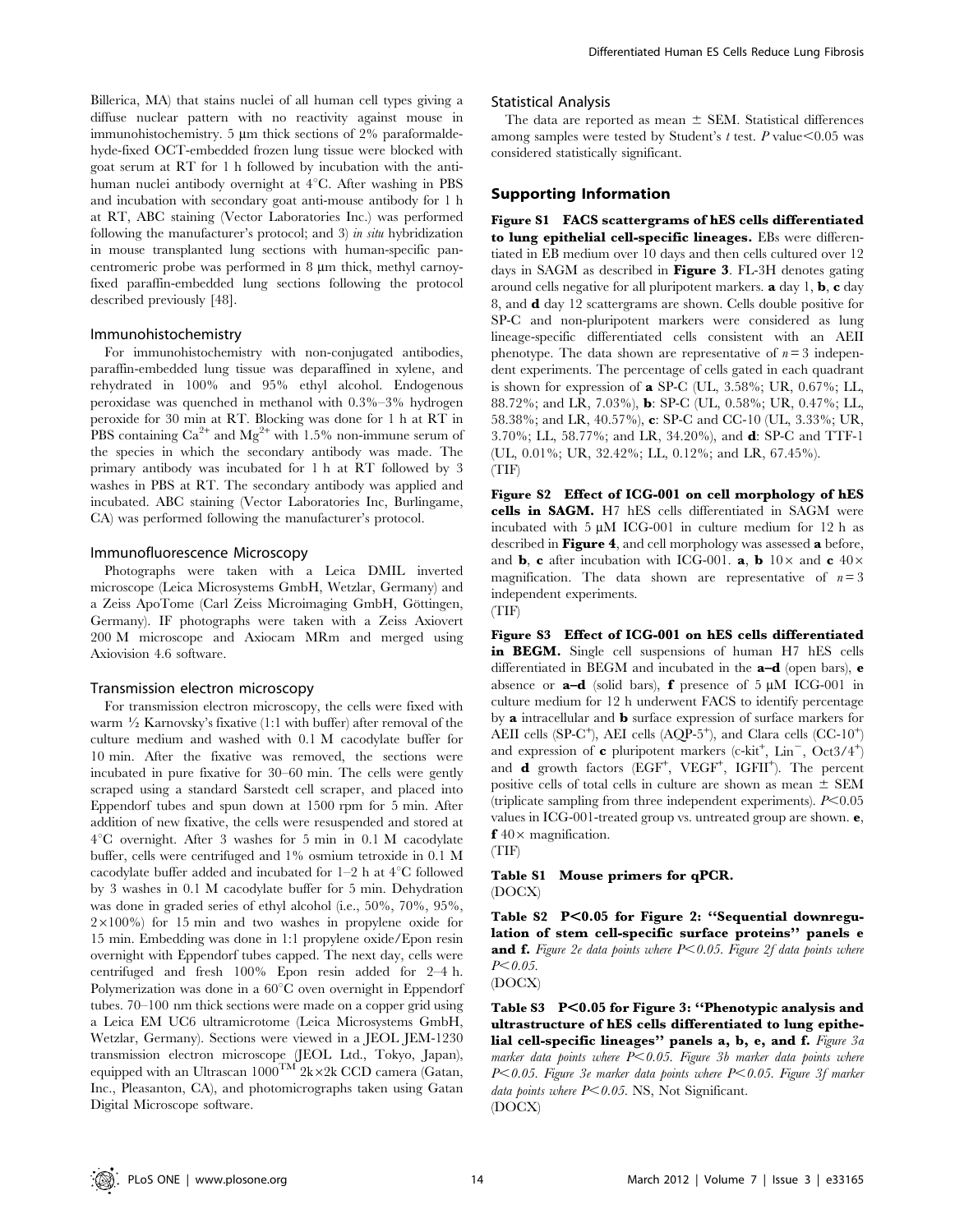Billerica, MA) that stains nuclei of all human cell types giving a diffuse nuclear pattern with no reactivity against mouse in immunohistochemistry. 5 µm thick sections of 2% paraformaldehyde-fixed OCT-embedded frozen lung tissue were blocked with goat serum at RT for 1 h followed by incubation with the anti-human nuclei antibody overnight at 4°C. After washing in PBS and incubation with secondary goat anti-mouse antibody for 1 h at RT, ABC staining (Vector Laboratories Inc.) was performed following the manufacturer's protocol; and 3) *in situ* hybridization in mouse transplanted lung sections with human-specific pan-centromeric probe was performed in 8 µm thick, methyl carnoy-fixed paraffin-embedded lung sections following the protocol described previously [48].

### Immunohistochemistry

For immunohistochemistry with non-conjugated antibodies, paraffin-embedded lung tissue was deparaffined in xylene, and rehydrated in 100% and 95% ethyl alcohol. Endogenous peroxidase was quenched in methanol with 0.3%–3% hydrogen peroxide for 30 min at RT. Blocking was done for 1 h at RT in PBS containing $Ca^{2+}$ and $Mg^{2+}$ with 1.5% non-immune serum of the species in which the secondary antibody was made. The primary antibody was incubated for 1 h at RT followed by 3 washes in PBS at RT. The secondary antibody was applied and incubated. ABC staining (Vector Laboratories Inc, Burlingame, CA) was performed following the manufacturer's protocol.

### Immunofluorescence Microscopy

Photographs were taken with a Leica DMIL inverted microscope (Leica Microsystems GmbH, Wetzlar, Germany) and a Zeiss ApoTome (Carl Zeiss Microimaging GmbH, Göttingen, Germany). IF photographs were taken with a Zeiss Axiovert 200 M microscope and Axiocam MRm and merged using Axiovision 4.6 software.

### Transmission electron microscopy

For transmission electron microscopy, the cells were fixed with warm ½ Karnovsky's fixative (1:1 with buffer) after removal of the culture medium and washed with 0.1 M cacodylate buffer for 10 min. After the fixative was removed, the sections were incubated in pure fixative for 30–60 min. The cells were gently scraped using a standard Sarstedt cell scraper, and placed into Eppendorf tubes and spun down at 1500 rpm for 5 min. After addition of new fixative, the cells were resuspended and stored at 4°C overnight. After 3 washes for 5 min in 0.1 M cacodylate buffer, cells were centrifuged and 1% osmium tetroxide in 0.1 M cacodylate buffer added and incubated for 1–2 h at 4°C followed by 3 washes in 0.1 M cacodylate buffer for 5 min. Dehydration was done in graded series of ethyl alcohol (i.e., 50%, 70%, 95%, 2×100%) for 15 min and two washes in propylene oxide for 15 min. Embedding was done in 1:1 propylene oxide/Epon resin overnight with Eppendorf tubes capped. The next day, cells were centrifuged and fresh 100% Epon resin added for 2–4 h. Polymerization was done in a 60°C oven overnight in Eppendorf tubes. 70–100 nm thick sections were made on a copper grid using a Leica EM UC6 ultramicrotome (Leica Microsystems GmbH, Wetzlar, Germany). Sections were viewed in a JEOL JEM-1230 transmission electron microscope (JEOL Ltd., Tokyo, Japan), equipped with an Ultrascan 1000™ 2k×2k CCD camera (Gatan, Inc., Pleasanton, CA), and photomicrographs taken using Gatan Digital Microscope software.

### Statistical Analysis

The data are reported as mean ± SEM. Statistical differences among samples were tested by Student's *t* test. *P* value<0.05 was considered statistically significant.

## Supporting Information

**Figure S1 FACS scattergrams of hES cells differentiated to lung epithelial cell-specific lineages.** EBs were differentiated in EB medium over 10 days and then cells cultured over 12 days in SAGM as described in **Figure 3**. FL-3H denotes gating around cells negative for all pluripotent markers. **a** day 1, **b**, **c** day 8, and **d** day 12 scattergrams are shown. Cells double positive for SP-C and non-pluripotent markers were considered as lung lineage-specific differentiated cells consistent with an AEII phenotype. The data shown are representative of $n = 3$ independent experiments. The percentage of cells gated in each quadrant is shown for expression of **a** SP-C (UL, 3.58%; UR, 0.67%; LL, 88.72%; and LR, 7.03%), **b**: SP-C (UL, 0.58%; UR, 0.47%; LL, 58.38%; and LR, 40.57%), **c**: SP-C and CC-10 (UL, 3.33%; UR, 3.70%; LL, 58.77%; and LR, 34.20%), and **d**: SP-C and TTF-1 (UL, 0.01%; UR, 32.42%; LL, 0.12%; and LR, 67.45%).
(TIF)

**Figure S2 Effect of ICG-001 on cell morphology of hES cells in SAGM.** H7 hES cells differentiated in SAGM were incubated with 5 µM ICG-001 in culture medium for 12 h as described in **Figure 4**, and cell morphology was assessed **a** before, and **b**, **c** after incubation with ICG-001. **a**, **b** 10× and **c** 40× magnification. The data shown are representative of $n = 3$ independent experiments.
(TIF)

**Figure S3 Effect of ICG-001 on hES cells differentiated in BEGM.** Single cell suspensions of human H7 hES cells differentiated in BEGM and incubated in the **a–d** (open bars), **e** absence or **a–d** (solid bars), **f** presence of 5 µM ICG-001 in culture medium for 12 h underwent FACS to identify percentage by **a** intracellular and **b** surface expression of surface markers for AEII cells (SP-C$^+$), AEI cells (AQP-5$^+$), and Clara cells (CC-10$^+$) and expression of **c** pluripotent markers (c-kit$^+$, Lin$^-$, Oct3/4$^+$) and **d** growth factors (EGF$^+$, VEGF$^+$, IGFII$^+$). The percent positive cells of total cells in culture are shown as mean ± SEM (triplicate sampling from three independent experiments). $P<0.05$ values in ICG-001-treated group vs. untreated group are shown. **e**, **f** 40× magnification.
(TIF)

**Table S1 Mouse primers for qPCR.**
(DOCX)

**Table S2 P<0.05 for Figure 2: "Sequential downregulation of stem cell-specific surface proteins" panels e and f.** *Figure 2e data points where P<0.05. Figure 2f data points where P<0.05.*
(DOCX)

**Table S3 P<0.05 for Figure 3: "Phenotypic analysis and ultrastructure of hES cells differentiated to lung epithelial cell-specific lineages" panels a, b, e, and f.** *Figure 3a marker data points where P<0.05. Figure 3b marker data points where P<0.05. Figure 3e marker data points where P<0.05. Figure 3f marker data points where P<0.05. NS, Not Significant.*
(DOCX)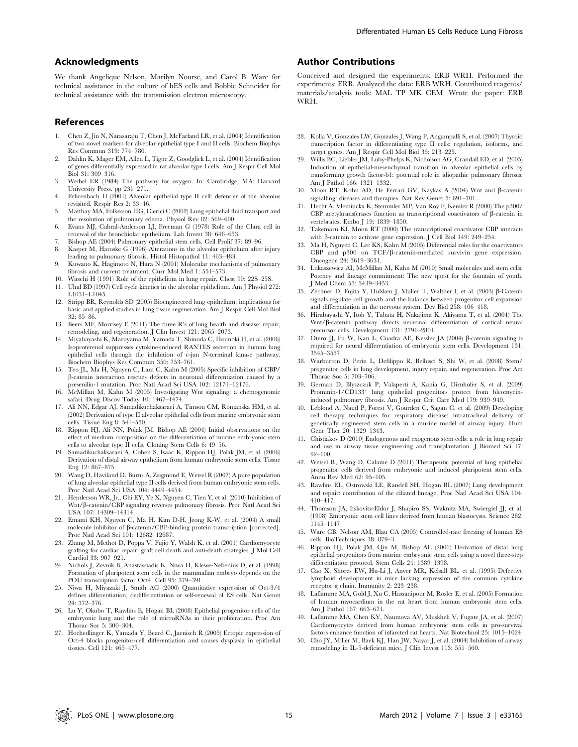## Acknowledgments

We thank Angelique Nelson, Marilyn Nourse, and Carol B. Ware for technical assistance in the culture of hES cells and Bobbie Schneider for technical assistance with the transmission electron microscopy.

## Author Contributions

Conceived and designed the experiments: ERB WRH. Performed the experiments: ERB. Analyzed the data: ERB WRH. Contributed reagents/materials/analysis tools: MAL TP MK CEM. Wrote the paper: ERB WRH.

## References

1. Chen Z, Jin N, Narasaraju T, Chen J, McFarland LR, et al. (2004) Identification of two novel markers for alveolar epithelial type I and II cells. Biochem Biophys Res Commun 319: 774–780.
2. Dahlin K, Mager EM, Allen L, Tigue Z, Goodglick L, et al. (2004) Identification of genes differentially expressed in rat alveolar type I cells. Am J Respir Cell Mol Biol 31: 309–316.
3. Weibel ER (1984) The pathway for oxygen. In: Cambridge, MA: Harvard University Press. pp 231–271.
4. Fehrenbach H (2001) Alveolar epithelial type II cell: defender of the alveolus revisited. Respir Res 2: 33–46.
5. Matthay MA, Folkesson HG, Clerici C (2002) Lung epithelial fluid transport and the resolution of pulmonary edema. Physiol Rev 82: 569–600.
6. Evans MJ, Cabral-Anderson LJ, Freeman G (1978) Role of the Clara cell in renewal of the bronchiolar epithelium. Lab Invest 38: 648–653.
7. Bishop AE (2004) Pulmonary epithelial stem cells. Cell Prolif 37: 89–96.
8. Kasper M, Haroske G (1996) Alterations in the alveolar epithelium after injury leading to pulmonary fibrosis. Histol Histopathol 11: 463–483.
9. Kuwano K, Hagimoto N, Hara N (2001) Molecular mechanisms of pulmonary fibrosis and current treatment. Curr Mol Med 1: 551–573.
10. Witschi H (1991) Role of the epithelium in lung repair. Chest 99: 22S–25S.
11. Uhal BD (1997) Cell cycle kinetics in the alveolar epithelium. Am J Physiol 272: L1031–L1045.
12. Stripp BR, Reynolds SD (2005) Bioengineered lung epithelium: implications for basic and applied studies in lung tissue regeneration. Am J Respir Cell Mol Biol 32: 85–86.
13. Beers MF, Morrisey E (2011) The three R's of lung health and disease: repair, remodeling, and regeneration. J Clin Invest 121: 2065–2073.
14. Miyabayashi K, Maruyama M, Yamada T, Shinoda C, Hounoki H, et al. (2006) Isoproterenol suppresses cytokine-induced RANTES secretion in human lung epithelial cells through the inhibition of c-jun N-terminal kinase pathway. Biochem Biophys Res Commun 350: 753–761.
15. Teo JL, Ma H, Nguyen C, Lam C, Kahn M (2005) Specific inhibition of CBP/β-catenin interaction rescues defects in neuronal differentiation caused by a presenilin-1 mutation. Proc Natl Acad Sci USA 102: 12171–12176.
16. McMillan M, Kahn M (2005) Investigating Wnt signaling: a chemogenomic safari. Drug Discov Today 10: 1467–1474.
17. Ali NN, Edgar AJ, Samadikuchaksaraei A, Timson CM, Romanska HM, et al. (2002) Derivation of type II alveolar epithelial cells from murine embryonic stem cells. Tissue Eng 8: 541–550.
18. Rippon HJ, Ali NN, Polak JM, Bishop AE (2004) Initial observations on the effect of medium composition on the differentiation of murine embryonic stem cells to alveolar type II cells. Cloning Stem Cells 6: 49–56.
19. Samadikuchaksaraei A, Cohen S, Isaac K, Rippon HJ, Polak JM, et al. (2006) Derivation of distal airway epithelium from human embryonic stem cells. Tissue Eng 12: 867–875.
20. Wang D, Haviland D, Burns A, Zsigmond E, Wetsel R (2007) A pure population of lung alveolar epithelial type II cells derived from human embryonic stem cells. Proc Natl Acad Sci USA 104: 4449–4454.
21. Henderson WR, Jr., Chi EY, Ye X, Nguyen C, Tien Y, et al. (2010) Inhibition of Wnt/β-catenin/CBP signaling reverses pulmonary fibrosis. Proc Natl Acad Sci USA 107: 14309–14314.
22. Emami KH, Nguyen C, Ma H, Kim D-H, Jeong K-W, et al. (2004) A small molecule inhibitor of β-catenin/CBP-binding protein transcription [corrected]. Proc Natl Acad Sci 101: 12682–12687.
23. Zhang M, Methot D, Poppa V, Fujio Y, Walsh K, et al. (2001) Cardiomyocyte grafting for cardiac repair: graft cell death and anti-death strategies. J Mol Cell Cardiol 33: 907–921.
24. Nichols J, Zevnik B, Anastassiadis K, Niwa H, Klewe-Nebenius D, et al. (1998) Formation of pluripotent stem cells in the mammalian embryo depends on the POU transcription factor Oct4. Cell 95: 379–391.
25. Niwa H, Miyazaki J, Smith AG (2000) Quantitative expression of Oct-3/4 defines differentiation, dedifferentiation or self-renewal of ES cells. Nat Genet 24: 372–376.
26. Lu Y, Okubo T, Rawlins E, Hogan BL (2008) Epithelial progenitor cells of the embryonic lung and the role of microRNAs in their proliferation. Proc Am Thorac Soc 5: 300–304.
27. Hochedlinger K, Yamada Y, Beard C, Jaenisch R (2005) Ectopic expression of Oct-4 blocks progenitor-cell differentiation and causes dysplasia in epithelial tissues. Cell 121: 465–477.
28. Kolla V, Gonzales LW, Gonzales J, Wang P, Angampalli S, et al. (2007) Thyroid transcription factor in differentiating type II cells: regulation, isoforms, and target genes. Am J Respir Cell Mol Biol 36: 213–225.
29. Willis BC, Liebler JM, Luby-Phelps K, Nicholson AG, Crandall ED, et al. (2005) Induction of epithelial-mesenchymal transition in alveolar epithelial cells by transforming growth factor-b1: potential role in idiopathic pulmonary fibrosis. Am J Pathol 166: 1321–1332.
30. Moon RT, Kohn AD, De Ferrari GV, Kaykas A (2004) Wnt and β-catenin signalling: diseases and therapies. Nat Rev Genet 5: 691–701.
31. Hecht A, Vleminckx K, Stemmler MP, Van Roy F, Kemler R (2000) The p300/CBP acetyltransferases function as transcriptional coactivators of β-catenin in vertebrates. Embo J 19: 1839–1850.
32. Takemaru KI, Moon RT (2000) The transcriptional coactivator CBP interacts with β-catenin to activate gene expression. J Cell Biol 149: 249–254.
33. Ma H, Nguyen C, Lee KS, Kahn M (2005) Differential roles for the coactivators CBP and p300 on TCF/β-catenin-mediated survivin gene expression. Oncogene 24: 3619–3631.
34. Lukaszewicz AI, McMillan M, Kahn M (2010) Small molecules and stem cells. Potency and lineage commitment: The new quest for the fountain of youth. J Med Chem 53: 3439–3453.
35. Zechner D, Fujita Y, Hulsken J, Muller T, Walther I, et al. (2003) β-Catenin signals regulate cell growth and the balance between progenitor cell expansion and differentiation in the nervous system. Dev Biol 258: 406–418.
36. Hirabayashi Y, Itoh Y, Tabata H, Nakajima K, Akiyama T, et al. (2004) The Wnt/β-catenin pathway directs neuronal differentiation of cortical neural precursor cells. Development 131: 2791–2801.
37. Otero JJ, Fu W, Kan L, Cuadra AE, Kessler JA (2004) β-catenin signaling is required for neural differentiation of embryonic stem cells. Development 131: 3545–3557.
38. Warburton D, Perin L, Defilippo R, Bellusci S, Shi W, et al. (2008) Stem/progenitor cells in lung development, injury repair, and regeneration. Proc Am Thorac Soc 5: 703–706.
39. German D, Blyszczuk P, Valaperti A, Kania G, Dirnhofer S, et al. (2009) Prominin-1/CD133$^{+}$ lung epithelial progenitors protect from bleomycin-induced pulmonary fibrosis. Am J Respir Crit Care Med 179: 939–949.
40. Leblond A, Naud P, Forest V, Gourden C, Sagan C, et al. (2009) Developing cell therapy techniques for respiratory disease: intratracheal delivery of genetically engineered stem cells in a murine model of airway injury. Hum Gene Ther 20: 1329–1343.
41. Chistiakov D (2010) Endogenous and exogenous stem cells: a role in lung repair and use in airway tissue engineering and transplantation. J Biomed Sci 17: 92–100.
42. Wetsel R, Wang D, Calame D (2011) Therapeutic potential of lung epithelial progenitor cells derived from embryonic and induced pluripotent stem cells. Annu Rev Med 62: 95–105.
43. Rawlins EL, Ostrowski LE, Randell SH, Hogan BL (2007) Lung development and repair: contribution of the ciliated lineage. Proc Natl Acad Sci USA 104: 410–417.
44. Thomson JA, Itskovitz-Eldor J, Shapiro SS, Waknitz MA, Swiergiel JJ, et al. (1998) Embryonic stem cell lines derived from human blastocysts. Science 282: 1145–1147.
45. Ware CB, Nelson AM, Blau CA (2005) Controlled-rate freezing of human ES cells. BioTechniques 38: 879–3.
46. Rippon HJ, Polak JM, Qin M, Bishop AE (2006) Derivation of distal lung epithelial progenitors from murine embryonic stem cells using a novel three-step differentiation protocol. Stem Cells 24: 1389–1398.
47. Cao X, Shores EW, Hu-Li J, Anver MR, Kelsall BL, et al. (1995) Defective lymphoid development in mice lacking expression of the common cytokine receptor g chain. Immunity 2: 223–238.
48. Laflamme MA, Gold J, Xu C, Hassanipour M, Rosler E, et al. (2005) Formation of human myocardium in the rat heart from human embryonic stem cells. Am J Pathol 167: 663–671.
49. Laflamme MA, Chen KY, Naumova AV, Muskheli V, Fugate JA, et al. (2007) Cardiomyocytes derived from human embryonic stem cells in pro-survival factors enhance function of infarcted rat hearts. Nat Biotechnol 25: 1015–1024.
50. Cho JY, Miller M, Baek KJ, Han JW, Nayar J, et al. (2004) Inhibition of airway remodeling in IL-5-deficient mice. J Clin Invest 113: 551–560.